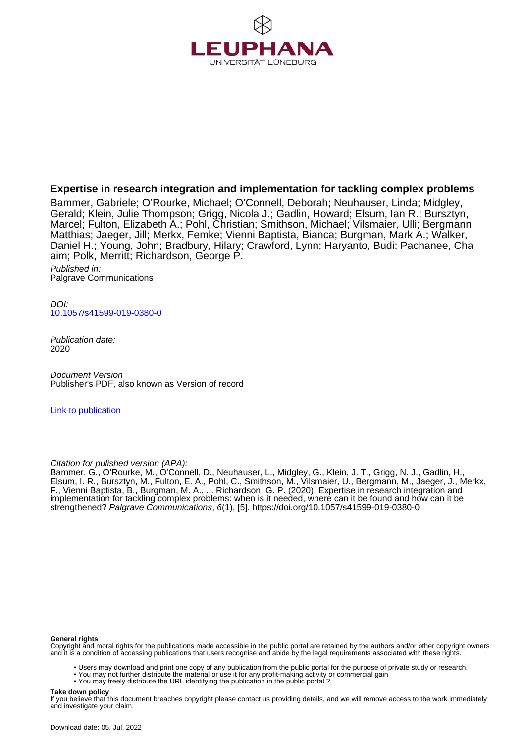LEUPHANA

UNIVERSITÄT LÜNEBURG

# Expertise in research integration and implementation for tackling complex problems

Bammer, Gabriele; O'Rourke, Michael; O'Connell, Deborah; Neuhauser, Linda; Midgley, Gerald; Klein, Julie Thompson; Grigg, Nicola J.; Gadlin, Howard; Elsum, Ian R.; Bursztyn, Marcel; Fulton, Elizabeth A.; Pohl, Christian; Smithson, Michael; Vilsmaier, Ulli; Bergmann, Matthias; Jaeger, Jill; Merkx, Femke; Vienni Baptista, Bianca; Burgman, Mark A.; Walker, Daniel H.; Young, John; Bradbury, Hilary; Crawford, Lynn; Haryanto, Budi; Pachanee, Cha aim; Polk, Merritt; Richardson, George P.

*Published in:*
Palgrave Communications

*DOI:*
10.1057/s41599-019-0380-0

*Publication date:*
2020

*Document Version*
Publisher's PDF, also known as Version of record

Link to publication

*Citation for pulished version (APA):*
Bammer, G., O'Rourke, M., O'Connell, D., Neuhauser, L., Midgley, G., Klein, J. T., Grigg, N. J., Gadlin, H., Elsum, I. R., Bursztyn, M., Fulton, E. A., Pohl, C., Smithson, M., Vilsmaier, U., Bergmann, M., Jaeger, J., Merkx, F., Vienni Baptista, B., Burgman, M. A., ... Richardson, G. P. (2020). Expertise in research integration and implementation for tackling complex problems: when is it needed, where can it be found and how can it be strengthened? *Palgrave Communications*, *6*(1), [5]. https://doi.org/10.1057/s41599-019-0380-0

**General rights**
Copyright and moral rights for the publications made accessible in the public portal are retained by the authors and/or other copyright owners and it is a condition of accessing publications that users recognise and abide by the legal requirements associated with these rights.

- Users may download and print one copy of any publication from the public portal for the purpose of private study or research.
- You may not further distribute the material or use it for any profit-making activity or commercial gain
- You may freely distribute the URL identifying the publication in the public portal ?

**Take down policy**
If you believe that this document breaches copyright please contact us providing details, and we will remove access to the work immediately and investigate your claim.

Download date: 05. Jul. 2022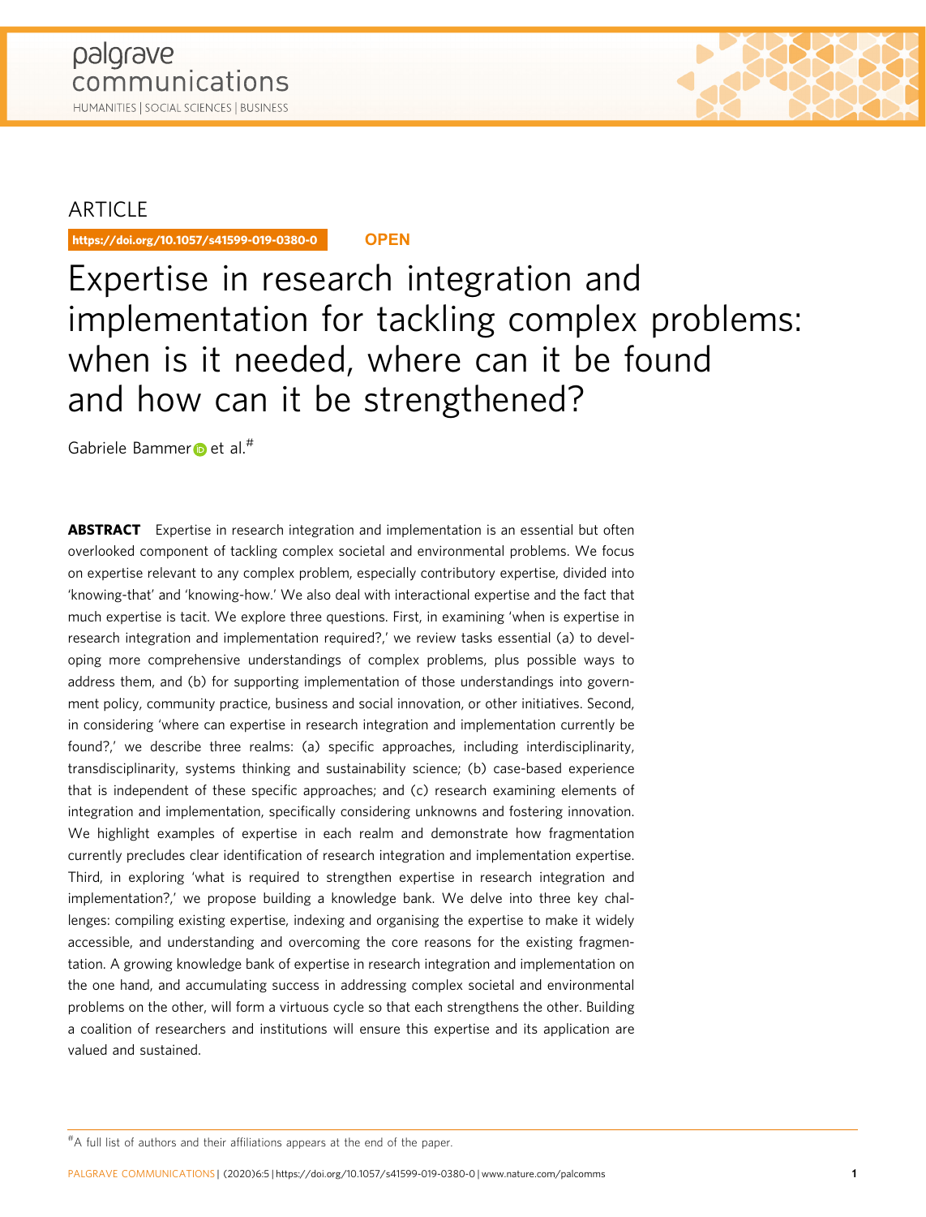ARTICLE

https://doi.org/10.1057/s41599-019-0380-0 **OPEN**

# Expertise in research integration and implementation for tackling complex problems: when is it needed, where can it be found and how can it be strengthened?

Gabriele Bammer et al.[#]

**ABSTRACT** Expertise in research integration and implementation is an essential but often overlooked component of tackling complex societal and environmental problems. We focus on expertise relevant to any complex problem, especially contributory expertise, divided into 'knowing-that' and 'knowing-how.' We also deal with interactional expertise and the fact that much expertise is tacit. We explore three questions. First, in examining 'when is expertise in research integration and implementation required?,' we review tasks essential (a) to developing more comprehensive understandings of complex problems, plus possible ways to address them, and (b) for supporting implementation of those understandings into government policy, community practice, business and social innovation, or other initiatives. Second, in considering 'where can expertise in research integration and implementation currently be found?,' we describe three realms: (a) specific approaches, including interdisciplinarity, transdisciplinarity, systems thinking and sustainability science; (b) case-based experience that is independent of these specific approaches; and (c) research examining elements of integration and implementation, specifically considering unknowns and fostering innovation. We highlight examples of expertise in each realm and demonstrate how fragmentation currently precludes clear identification of research integration and implementation expertise. Third, in exploring 'what is required to strengthen expertise in research integration and implementation?,' we propose building a knowledge bank. We delve into three key challenges: compiling existing expertise, indexing and organising the expertise to make it widely accessible, and understanding and overcoming the core reasons for the existing fragmentation. A growing knowledge bank of expertise in research integration and implementation on the one hand, and accumulating success in addressing complex societal and environmental problems on the other, will form a virtuous cycle so that each strengthens the other. Building a coalition of researchers and institutions will ensure this expertise and its application are valued and sustained.

[#]A full list of authors and their affiliations appears at the end of the paper.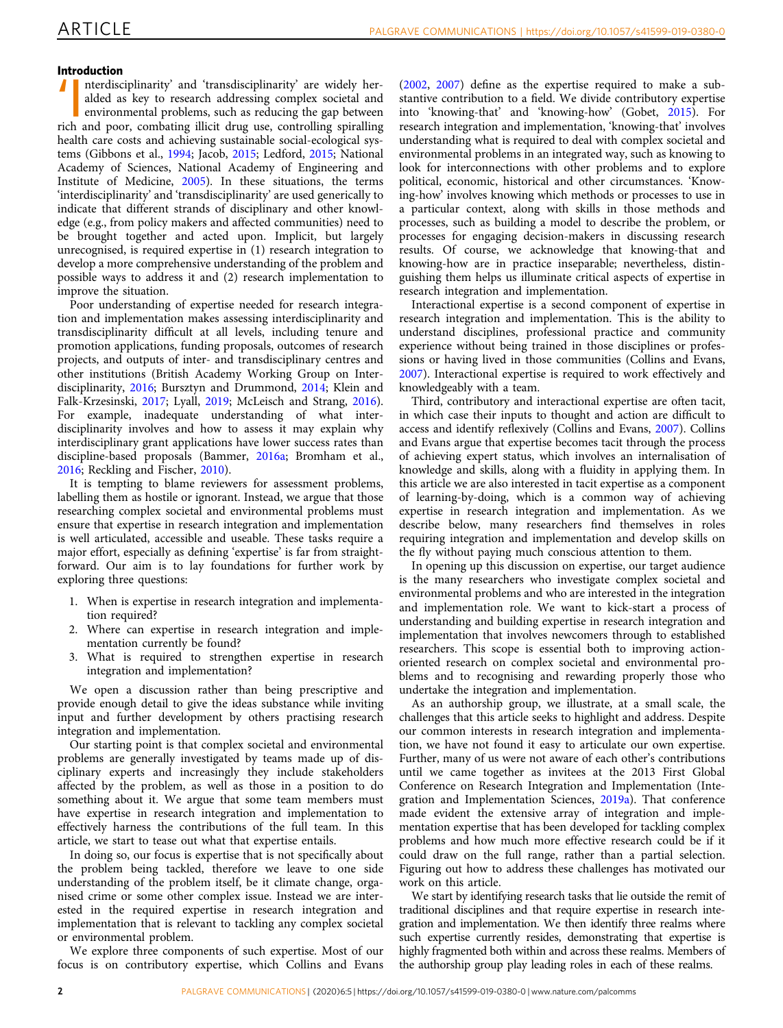## Introduction

'Interdisciplinarity' and 'transdisciplinarity' are widely heralded as key to research addressing complex societal and environmental problems, such as reducing the gap between rich and poor, combating illicit drug use, controlling spiralling health care costs and achieving sustainable social-ecological systems (Gibbons et al., 1994; Jacob, 2015; Ledford, 2015; National Academy of Sciences, National Academy of Engineering and Institute of Medicine, 2005). In these situations, the terms 'interdisciplinarity' and 'transdisciplinarity' are used generically to indicate that different strands of disciplinary and other knowledge (e.g., from policy makers and affected communities) need to be brought together and acted upon. Implicit, but largely unrecognised, is required expertise in (1) research integration to develop a more comprehensive understanding of the problem and possible ways to address it and (2) research implementation to improve the situation.

Poor understanding of expertise needed for research integration and implementation makes assessing interdisciplinarity and transdisciplinarity difficult at all levels, including tenure and promotion applications, funding proposals, outcomes of research projects, and outputs of inter- and transdisciplinary centres and other institutions (British Academy Working Group on Interdisciplinarity, 2016; Bursztyn and Drummond, 2014; Klein and Falk-Krzesinski, 2017; Lyall, 2019; McLeisch and Strang, 2016). For example, inadequate understanding of what interdisciplinarity involves and how to assess it may explain why interdisciplinary grant applications have lower success rates than discipline-based proposals (Bammer, 2016a; Bromham et al., 2016; Reckling and Fischer, 2010).

It is tempting to blame reviewers for assessment problems, labelling them as hostile or ignorant. Instead, we argue that those researching complex societal and environmental problems must ensure that expertise in research integration and implementation is well articulated, accessible and useable. These tasks require a major effort, especially as defining 'expertise' is far from straightforward. Our aim is to lay foundations for further work by exploring three questions:

1. When is expertise in research integration and implementation required?
2. Where can expertise in research integration and implementation currently be found?
3. What is required to strengthen expertise in research integration and implementation?

We open a discussion rather than being prescriptive and provide enough detail to give the ideas substance while inviting input and further development by others practising research integration and implementation.

Our starting point is that complex societal and environmental problems are generally investigated by teams made up of disciplinary experts and increasingly they include stakeholders affected by the problem, as well as those in a position to do something about it. We argue that some team members must have expertise in research integration and implementation to effectively harness the contributions of the full team. In this article, we start to tease out what that expertise entails.

In doing so, our focus is expertise that is not specifically about the problem being tackled, therefore we leave to one side understanding of the problem itself, be it climate change, organised crime or some other complex issue. Instead we are interested in the required expertise in research integration and implementation that is relevant to tackling any complex societal or environmental problem.

We explore three components of such expertise. Most of our focus is on contributory expertise, which Collins and Evans (2002, 2007) define as the expertise required to make a substantive contribution to a field. We divide contributory expertise into 'knowing-that' and 'knowing-how' (Gobet, 2015). For research integration and implementation, 'knowing-that' involves understanding what is required to deal with complex societal and environmental problems in an integrated way, such as knowing to look for interconnections with other problems and to explore political, economic, historical and other circumstances. 'Knowing-how' involves knowing which methods or processes to use in a particular context, along with skills in those methods and processes, such as building a model to describe the problem, or processes for engaging decision-makers in discussing research results. Of course, we acknowledge that knowing-that and knowing-how are in practice inseparable; nevertheless, distinguishing them helps us illuminate critical aspects of expertise in research integration and implementation.

Interactional expertise is a second component of expertise in research integration and implementation. This is the ability to understand disciplines, professional practice and community experience without being trained in those disciplines or professions or having lived in those communities (Collins and Evans, 2007). Interactional expertise is required to work effectively and knowledgeably with a team.

Third, contributory and interactional expertise are often tacit, in which case their inputs to thought and action are difficult to access and identify reflexively (Collins and Evans, 2007). Collins and Evans argue that expertise becomes tacit through the process of achieving expert status, which involves an internalisation of knowledge and skills, along with a fluidity in applying them. In this article we are also interested in tacit expertise as a component of learning-by-doing, which is a common way of achieving expertise in research integration and implementation. As we describe below, many researchers find themselves in roles requiring integration and implementation and develop skills on the fly without paying much conscious attention to them.

In opening up this discussion on expertise, our target audience is the many researchers who investigate complex societal and environmental problems and who are interested in the integration and implementation role. We want to kick-start a process of understanding and building expertise in research integration and implementation that involves newcomers through to established researchers. This scope is essential both to improving action-oriented research on complex societal and environmental problems and to recognising and rewarding properly those who undertake the integration and implementation.

As an authorship group, we illustrate, at a small scale, the challenges that this article seeks to highlight and address. Despite our common interests in research integration and implementation, we have not found it easy to articulate our own expertise. Further, many of us were not aware of each other's contributions until we came together as invitees at the 2013 First Global Conference on Research Integration and Implementation (Integration and Implementation Sciences, 2019a). That conference made evident the extensive array of integration and implementation expertise that has been developed for tackling complex problems and how much more effective research could be if it could draw on the full range, rather than a partial selection. Figuring out how to address these challenges has motivated our work on this article.

We start by identifying research tasks that lie outside the remit of traditional disciplines and that require expertise in research integration and implementation. We then identify three realms where such expertise currently resides, demonstrating that expertise is highly fragmented both within and across these realms. Members of the authorship group play leading roles in each of these realms.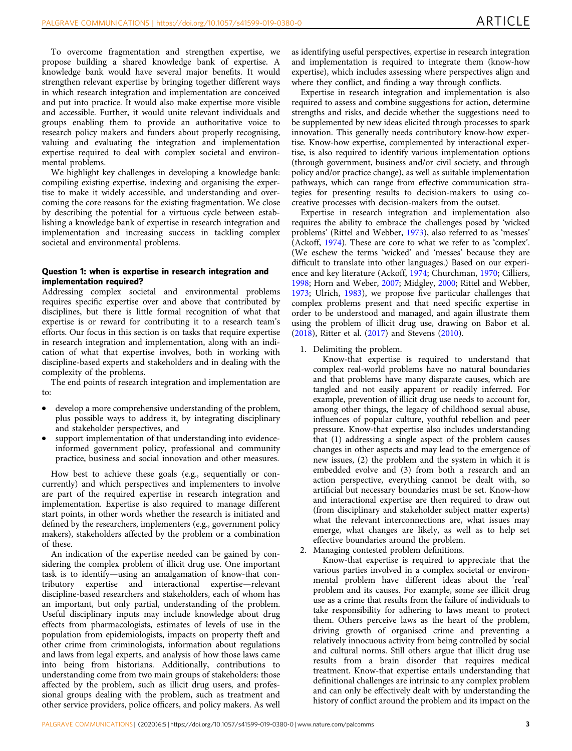To overcome fragmentation and strengthen expertise, we propose building a shared knowledge bank of expertise. A knowledge bank would have several major benefits. It would strengthen relevant expertise by bringing together different ways in which research integration and implementation are conceived and put into practice. It would also make expertise more visible and accessible. Further, it would unite relevant individuals and groups enabling them to provide an authoritative voice to research policy makers and funders about properly recognising, valuing and evaluating the integration and implementation expertise required to deal with complex societal and environmental problems.

We highlight key challenges in developing a knowledge bank: compiling existing expertise, indexing and organising the expertise to make it widely accessible, and understanding and overcoming the core reasons for the existing fragmentation. We close by describing the potential for a virtuous cycle between establishing a knowledge bank of expertise in research integration and implementation and increasing success in tackling complex societal and environmental problems.

### Question 1: when is expertise in research integration and implementation required?

Addressing complex societal and environmental problems requires specific expertise over and above that contributed by disciplines, but there is little formal recognition of what that expertise is or reward for contributing it to a research team's efforts. Our focus in this section is on tasks that require expertise in research integration and implementation, along with an indication of what that expertise involves, both in working with discipline-based experts and stakeholders and in dealing with the complexity of the problems.

The end points of research integration and implementation are to:

- develop a more comprehensive understanding of the problem, plus possible ways to address it, by integrating disciplinary and stakeholder perspectives, and
- support implementation of that understanding into evidence-informed government policy, professional and community practice, business and social innovation and other measures.

How best to achieve these goals (e.g., sequentially or concurrently) and which perspectives and implementers to involve are part of the required expertise in research integration and implementation. Expertise is also required to manage different start points, in other words whether the research is initiated and defined by the researchers, implementers (e.g., government policy makers), stakeholders affected by the problem or a combination of these.

An indication of the expertise needed can be gained by considering the complex problem of illicit drug use. One important task is to identify—using an amalgamation of know-that contributory expertise and interactional expertise—relevant discipline-based researchers and stakeholders, each of whom has an important, but only partial, understanding of the problem. Useful disciplinary inputs may include knowledge about drug effects from pharmacologists, estimates of levels of use in the population from epidemiologists, impacts on property theft and other crime from criminologists, information about regulations and laws from legal experts, and analysis of how those laws came into being from historians. Additionally, contributions to understanding come from two main groups of stakeholders: those affected by the problem, such as illicit drug users, and professional groups dealing with the problem, such as treatment and other service providers, police officers, and policy makers. As well as identifying useful perspectives, expertise in research integration and implementation is required to integrate them (know-how expertise), which includes assessing where perspectives align and where they conflict, and finding a way through conflicts.

Expertise in research integration and implementation is also required to assess and combine suggestions for action, determine strengths and risks, and decide whether the suggestions need to be supplemented by new ideas elicited through processes to spark innovation. This generally needs contributory know-how expertise. Know-how expertise, complemented by interactional expertise, is also required to identify various implementation options (through government, business and/or civil society, and through policy and/or practice change), as well as suitable implementation pathways, which can range from effective communication strategies for presenting results to decision-makers to using co-creative processes with decision-makers from the outset.

Expertise in research integration and implementation also requires the ability to embrace the challenges posed by 'wicked problems' (Rittel and Webber, 1973), also referred to as 'messes' (Ackoff, 1974). These are core to what we refer to as 'complex'. (We eschew the terms 'wicked' and 'messes' because they are difficult to translate into other languages.) Based on our experience and key literature (Ackoff, 1974; Churchman, 1970; Cilliers, 1998; Horn and Weber, 2007; Midgley, 2000; Rittel and Webber, 1973; Ulrich, 1983), we propose five particular challenges that complex problems present and that need specific expertise in order to be understood and managed, and again illustrate them using the problem of illicit drug use, drawing on Babor et al. (2018), Ritter et al. (2017) and Stevens (2010).

1. Delimiting the problem.

   Know-that expertise is required to understand that complex real-world problems have no natural boundaries and that problems have many disparate causes, which are tangled and not easily apparent or readily inferred. For example, prevention of illicit drug use needs to account for, among other things, the legacy of childhood sexual abuse, influences of popular culture, youthful rebellion and peer pressure. Know-that expertise also includes understanding that (1) addressing a single aspect of the problem causes changes in other aspects and may lead to the emergence of new issues, (2) the problem and the system in which it is embedded evolve and (3) from both a research and an action perspective, everything cannot be dealt with, so artificial but necessary boundaries must be set. Know-how and interactional expertise are then required to draw out (from disciplinary and stakeholder subject matter experts) what the relevant interconnections are, what issues may emerge, what changes are likely, as well as to help set effective boundaries around the problem.

2. Managing contested problem definitions.

   Know-that expertise is required to appreciate that the various parties involved in a complex societal or environmental problem have different ideas about the 'real' problem and its causes. For example, some see illicit drug use as a crime that results from the failure of individuals to take responsibility for adhering to laws meant to protect them. Others perceive laws as the heart of the problem, driving growth of organised crime and preventing a relatively innocuous activity from being controlled by social and cultural norms. Still others argue that illicit drug use results from a brain disorder that requires medical treatment. Know-that expertise entails understanding that definitional challenges are intrinsic to any complex problem and can only be effectively dealt with by understanding the history of conflict around the problem and its impact on the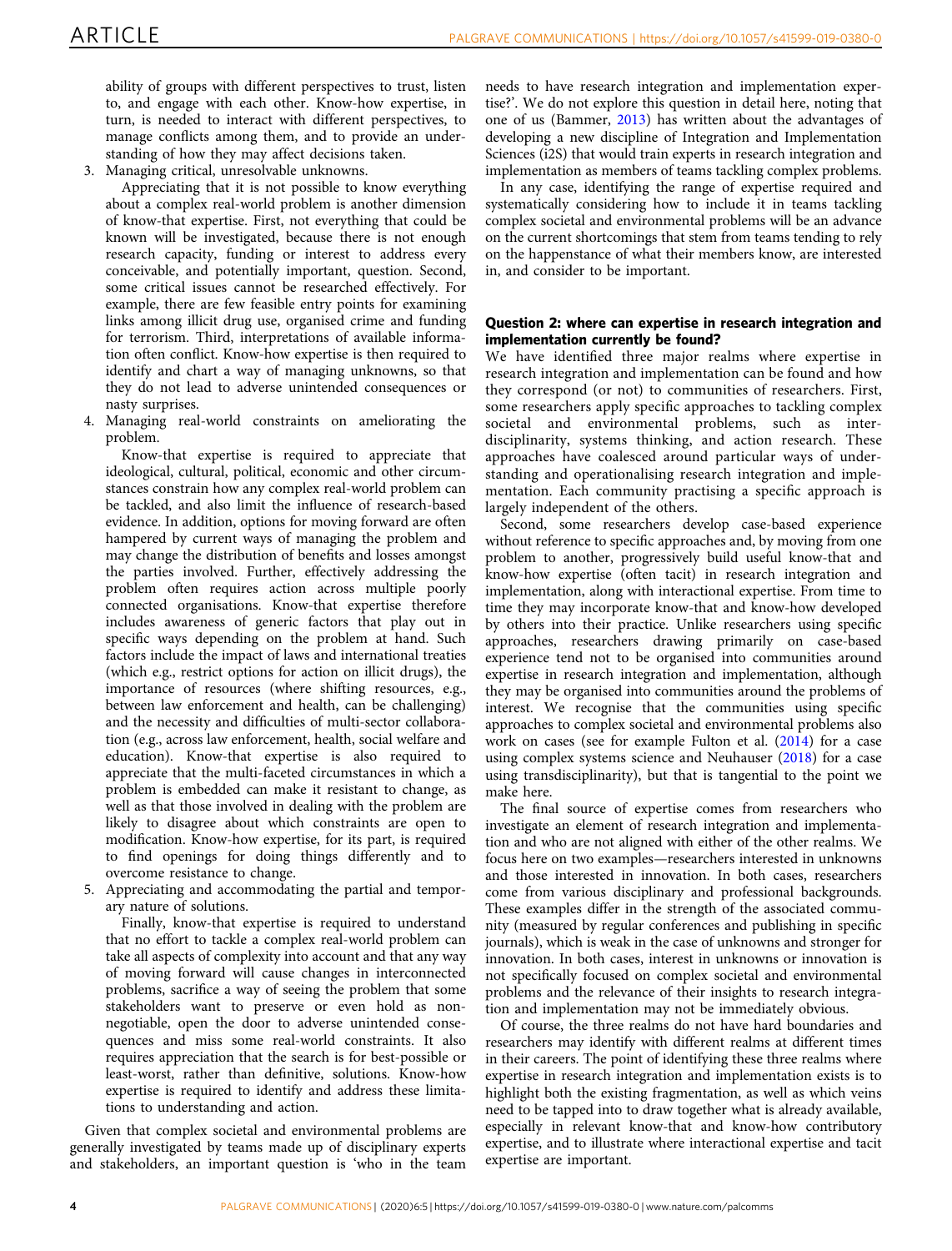ability of groups with different perspectives to trust, listen to, and engage with each other. Know-how expertise, in turn, is needed to interact with different perspectives, to manage conflicts among them, and to provide an understanding of how they may affect decisions taken.

3. Managing critical, unresolvable unknowns.

   Appreciating that it is not possible to know everything about a complex real-world problem is another dimension of know-that expertise. First, not everything that could be known will be investigated, because there is not enough research capacity, funding or interest to address every conceivable, and potentially important, question. Second, some critical issues cannot be researched effectively. For example, there are few feasible entry points for examining links among illicit drug use, organised crime and funding for terrorism. Third, interpretations of available information often conflict. Know-how expertise is then required to identify and chart a way of managing unknowns, so that they do not lead to adverse unintended consequences or nasty surprises.

4. Managing real-world constraints on ameliorating the problem.

   Know-that expertise is required to appreciate that ideological, cultural, political, economic and other circumstances constrain how any complex real-world problem can be tackled, and also limit the influence of research-based evidence. In addition, options for moving forward are often hampered by current ways of managing the problem and may change the distribution of benefits and losses amongst the parties involved. Further, effectively addressing the problem often requires action across multiple poorly connected organisations. Know-that expertise therefore includes awareness of generic factors that play out in specific ways depending on the problem at hand. Such factors include the impact of laws and international treaties (which e.g., restrict options for action on illicit drugs), the importance of resources (where shifting resources, e.g., between law enforcement and health, can be challenging) and the necessity and difficulties of multi-sector collaboration (e.g., across law enforcement, health, social welfare and education). Know-that expertise is also required to appreciate that the multi-faceted circumstances in which a problem is embedded can make it resistant to change, as well as that those involved in dealing with the problem are likely to disagree about which constraints are open to modification. Know-how expertise, for its part, is required to find openings for doing things differently and to overcome resistance to change.

5. Appreciating and accommodating the partial and temporary nature of solutions.

   Finally, know-that expertise is required to understand that no effort to tackle a complex real-world problem can take all aspects of complexity into account and that any way of moving forward will cause changes in interconnected problems, sacrifice a way of seeing the problem that some stakeholders want to preserve or even hold as non-negotiable, open the door to adverse unintended consequences and miss some real-world constraints. It also requires appreciation that the search is for best-possible or least-worst, rather than definitive, solutions. Know-how expertise is required to identify and address these limitations to understanding and action.

Given that complex societal and environmental problems are generally investigated by teams made up of disciplinary experts and stakeholders, an important question is 'who in the team needs to have research integration and implementation expertise?'. We do not explore this question in detail here, noting that one of us (Bammer, 2013) has written about the advantages of developing a new discipline of Integration and Implementation Sciences (i2S) that would train experts in research integration and implementation as members of teams tackling complex problems.

In any case, identifying the range of expertise required and systematically considering how to include it in teams tackling complex societal and environmental problems will be an advance on the current shortcomings that stem from teams tending to rely on the happenstance of what their members know, are interested in, and consider to be important.

### Question 2: where can expertise in research integration and implementation currently be found?

We have identified three major realms where expertise in research integration and implementation can be found and how they correspond (or not) to communities of researchers. First, some researchers apply specific approaches to tackling complex societal and environmental problems, such as interdisciplinarity, systems thinking, and action research. These approaches have coalesced around particular ways of understanding and operationalising research integration and implementation. Each community practising a specific approach is largely independent of the others.

Second, some researchers develop case-based experience without reference to specific approaches and, by moving from one problem to another, progressively build useful know-that and know-how expertise (often tacit) in research integration and implementation, along with interactional expertise. From time to time they may incorporate know-that and know-how developed by others into their practice. Unlike researchers using specific approaches, researchers drawing primarily on case-based experience tend not to be organised into communities around expertise in research integration and implementation, although they may be organised into communities around the problems of interest. We recognise that the communities using specific approaches to complex societal and environmental problems also work on cases (see for example Fulton et al. (2014) for a case using complex systems science and Neuhauser (2018) for a case using transdisciplinarity), but that is tangential to the point we make here.

The final source of expertise comes from researchers who investigate an element of research integration and implementation and who are not aligned with either of the other realms. We focus here on two examples—researchers interested in unknowns and those interested in innovation. In both cases, researchers come from various disciplinary and professional backgrounds. These examples differ in the strength of the associated community (measured by regular conferences and publishing in specific journals), which is weak in the case of unknowns and stronger for innovation. In both cases, interest in unknowns or innovation is not specifically focused on complex societal and environmental problems and the relevance of their insights to research integration and implementation may not be immediately obvious.

Of course, the three realms do not have hard boundaries and researchers may identify with different realms at different times in their careers. The point of identifying these three realms where expertise in research integration and implementation exists is to highlight both the existing fragmentation, as well as which veins need to be tapped into to draw together what is already available, especially in relevant know-that and know-how contributory expertise, and to illustrate where interactional expertise and tacit expertise are important.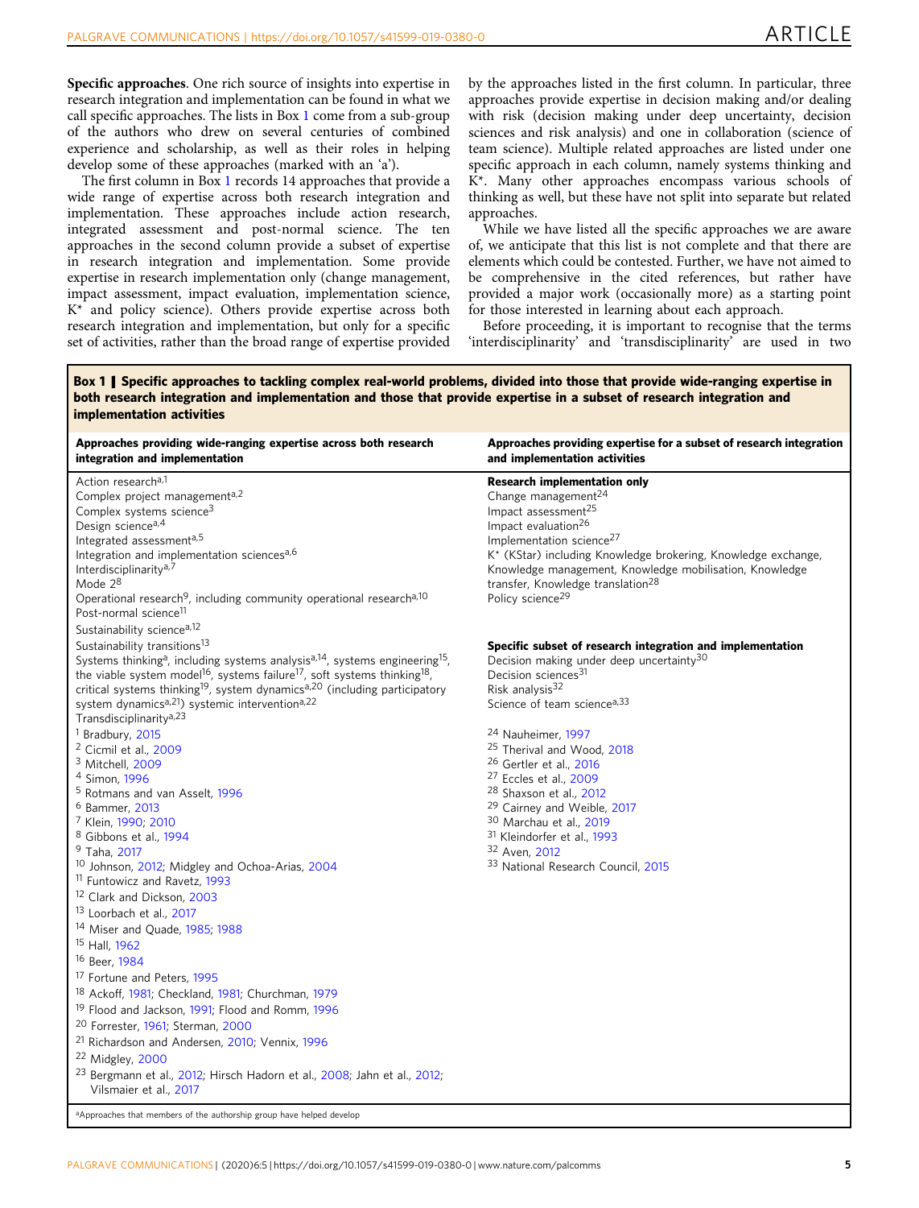**Specific approaches**. One rich source of insights into expertise in research integration and implementation can be found in what we call specific approaches. The lists in Box 1 come from a sub-group of the authors who drew on several centuries of combined experience and scholarship, as well as their roles in helping develop some of these approaches (marked with an 'a').

The first column in Box 1 records 14 approaches that provide a wide range of expertise across both research integration and implementation. These approaches include action research, integrated assessment and post-normal science. The ten approaches in the second column provide a subset of expertise in research integration and implementation. Some provide expertise in research implementation only (change management, impact assessment, impact evaluation, implementation science, K* and policy science). Others provide expertise across both research integration and implementation, but only for a specific set of activities, rather than the broad range of expertise provided by the approaches listed in the first column. In particular, three approaches provide expertise in decision making and/or dealing with risk (decision making under deep uncertainty, decision sciences and risk analysis) and one in collaboration (science of team science). Multiple related approaches are listed under one specific approach in each column, namely systems thinking and K*. Many other approaches encompass various schools of thinking as well, but these have not split into separate but related approaches.

While we have listed all the specific approaches we are aware of, we anticipate that this list is not complete and that there are elements which could be contested. Further, we have not aimed to be comprehensive in the cited references, but rather have provided a major work (occasionally more) as a starting point for those interested in learning about each approach.

Before proceeding, it is important to recognise that the terms 'interdisciplinarity' and 'transdisciplinarity' are used in two

**Box 1 | Specific approaches to tackling complex real-world problems, divided into those that provide wide-ranging expertise in both research integration and implementation and those that provide expertise in a subset of research integration and implementation activities**

**Approaches providing wide-ranging expertise across both research integration and implementation**

Action research[a,1]
Complex project management[a,2]
Complex systems science[3]
Design science[a,4]
Integrated assessment[a,5]
Integration and implementation sciences[a,6]
Interdisciplinarity[a,7]
Mode 2[8]
Operational research[9], including community operational research[a,10]
Post-normal science[11]
Sustainability science[a,12]
Sustainability transitions[13]
Systems thinking[a], including systems analysis[a,14], systems engineering[15], the viable system model[16], systems failure[17], soft systems thinking[18], critical systems thinking[19], system dynamics[a,20] (including participatory system dynamics[a,21]) systemic intervention[a,22]
Transdisciplinarity[a,23]

[1] Bradbury, 2015
[2] Cicmil et al., 2009
[3] Mitchell, 2009
[4] Simon, 1996
[5] Rotmans and van Asselt, 1996
[6] Bammer, 2013
[7] Klein, 1990; 2010
[8] Gibbons et al., 1994
[9] Taha, 2017
[10] Johnson, 2012; Midgley and Ochoa-Arias, 2004
[11] Funtowicz and Ravetz, 1993
[12] Clark and Dickson, 2003
[13] Loorbach et al., 2017
[14] Miser and Quade, 1985; 1988
[15] Hall, 1962
[16] Beer, 1984
[17] Fortune and Peters, 1995
[18] Ackoff, 1981; Checkland, 1981; Churchman, 1979
[19] Flood and Jackson, 1991; Flood and Romm, 1996
[20] Forrester, 1961; Sterman, 2000
[21] Richardson and Andersen, 2010; Vennix, 1996
[22] Midgley, 2000
[23] Bergmann et al., 2012; Hirsch Hadorn et al., 2008; Jahn et al., 2012; Vilsmaier et al., 2017

**Approaches providing expertise for a subset of research integration and implementation activities**

**Research implementation only**
Change management[24]
Impact assessment[25]
Impact evaluation[26]
Implementation science[27]
K* (KStar) including Knowledge brokering, Knowledge exchange, Knowledge management, Knowledge mobilisation, Knowledge transfer, Knowledge translation[28]
Policy science[29]

**Specific subset of research integration and implementation**
Decision making under deep uncertainty[30]
Decision sciences[31]
Risk analysis[32]
Science of team science[a,33]

[24] Nauheimer, 1997
[25] Therival and Wood, 2018
[26] Gertler et al., 2016
[27] Eccles et al., 2009
[28] Shaxson et al., 2012
[29] Cairney and Weible, 2017
[30] Marchau et al., 2019
[31] Kleindorfer et al., 1993
[32] Aven, 2012
[33] National Research Council, 2015

[a]Approaches that members of the authorship group have helped develop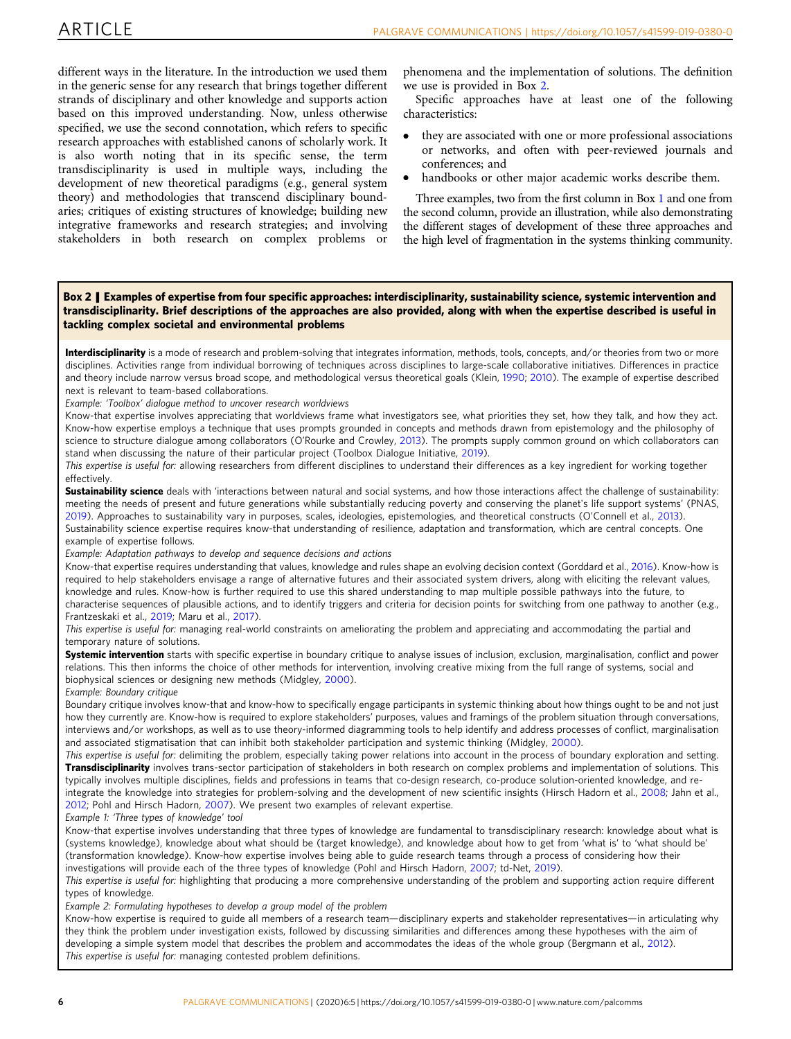different ways in the literature. In the introduction we used them in the generic sense for any research that brings together different strands of disciplinary and other knowledge and supports action based on this improved understanding. Now, unless otherwise specified, we use the second connotation, which refers to specific research approaches with established canons of scholarly work. It is also worth noting that in its specific sense, the term transdisciplinarity is used in multiple ways, including the development of new theoretical paradigms (e.g., general system theory) and methodologies that transcend disciplinary boundaries; critiques of existing structures of knowledge; building new integrative frameworks and research strategies; and involving stakeholders in both research on complex problems or phenomena and the implementation of solutions. The definition we use is provided in Box 2.

Specific approaches have at least one of the following characteristics:

- they are associated with one or more professional associations or networks, and often with peer-reviewed journals and conferences; and
- handbooks or other major academic works describe them.

Three examples, two from the first column in Box 1 and one from the second column, provide an illustration, while also demonstrating the different stages of development of these three approaches and the high level of fragmentation in the systems thinking community.

**Box 2 | Examples of expertise from four specific approaches: interdisciplinarity, sustainability science, systemic intervention and transdisciplinarity. Brief descriptions of the approaches are also provided, along with when the expertise described is useful in tackling complex societal and environmental problems**

**Interdisciplinarity** is a mode of research and problem-solving that integrates information, methods, tools, concepts, and/or theories from two or more disciplines. Activities range from individual borrowing of techniques across disciplines to large-scale collaborative initiatives. Differences in practice and theory include narrow versus broad scope, and methodological versus theoretical goals (Klein, 1990; 2010). The example of expertise described next is relevant to team-based collaborations.

*Example: 'Toolbox' dialogue method to uncover research worldviews*

Know-that expertise involves appreciating that worldviews frame what investigators see, what priorities they set, how they talk, and how they act. Know-how expertise employs a technique that uses prompts grounded in concepts and methods drawn from epistemology and the philosophy of science to structure dialogue among collaborators (O'Rourke and Crowley, 2013). The prompts supply common ground on which collaborators can stand when discussing the nature of their particular project (Toolbox Dialogue Initiative, 2019).

*This expertise is useful for:* allowing researchers from different disciplines to understand their differences as a key ingredient for working together effectively.

**Sustainability science** deals with 'interactions between natural and social systems, and how those interactions affect the challenge of sustainability: meeting the needs of present and future generations while substantially reducing poverty and conserving the planet's life support systems' (PNAS, 2019). Approaches to sustainability vary in purposes, scales, ideologies, epistemologies, and theoretical constructs (O'Connell et al., 2013). Sustainability science expertise requires know-that understanding of resilience, adaptation and transformation, which are central concepts. One example of expertise follows.

*Example: Adaptation pathways to develop and sequence decisions and actions*

Know-that expertise requires understanding that values, knowledge and rules shape an evolving decision context (Gorddard et al., 2016). Know-how is required to help stakeholders envisage a range of alternative futures and their associated system drivers, along with eliciting the relevant values, knowledge and rules. Know-how is further required to use this shared understanding to map multiple possible pathways into the future, to characterise sequences of plausible actions, and to identify triggers and criteria for decision points for switching from one pathway to another (e.g., Frantzeskaki et al., 2019; Maru et al., 2017).

*This expertise is useful for:* managing real-world constraints on ameliorating the problem and appreciating and accommodating the partial and temporary nature of solutions.

**Systemic intervention** starts with specific expertise in boundary critique to analyse issues of inclusion, exclusion, marginalisation, conflict and power relations. This then informs the choice of other methods for intervention, involving creative mixing from the full range of systems, social and biophysical sciences or designing new methods (Midgley, 2000).

*Example: Boundary critique*

Boundary critique involves know-that and know-how to specifically engage participants in systemic thinking about how things ought to be and not just how they currently are. Know-how is required to explore stakeholders' purposes, values and framings of the problem situation through conversations, interviews and/or workshops, as well as to use theory-informed diagramming tools to help identify and address processes of conflict, marginalisation and associated stigmatisation that can inhibit both stakeholder participation and systemic thinking (Midgley, 2000).

*This expertise is useful for:* delimiting the problem, especially taking power relations into account in the process of boundary exploration and setting.

**Transdisciplinarity** involves trans-sector participation of stakeholders in both research on complex problems and implementation of solutions. This typically involves multiple disciplines, fields and professions in teams that co-design research, co-produce solution-oriented knowledge, and re-integrate the knowledge into strategies for problem-solving and the development of new scientific insights (Hirsch Hadorn et al., 2008; Jahn et al., 2012; Pohl and Hirsch Hadorn, 2007). We present two examples of relevant expertise.

*Example 1: 'Three types of knowledge' tool*

Know-that expertise involves understanding that three types of knowledge are fundamental to transdisciplinary research: knowledge about what is (systems knowledge), knowledge about what should be (target knowledge), and knowledge about how to get from 'what is' to 'what should be' (transformation knowledge). Know-how expertise involves being able to guide research teams through a process of considering how their investigations will provide each of the three types of knowledge (Pohl and Hirsch Hadorn, 2007; td-Net, 2019).

*This expertise is useful for:* highlighting that producing a more comprehensive understanding of the problem and supporting action require different types of knowledge.

*Example 2: Formulating hypotheses to develop a group model of the problem*

Know-how expertise is required to guide all members of a research team—disciplinary experts and stakeholder representatives—in articulating why they think the problem under investigation exists, followed by discussing similarities and differences among these hypotheses with the aim of developing a simple system model that describes the problem and accommodates the ideas of the whole group (Bergmann et al., 2012).

*This expertise is useful for:* managing contested problem definitions.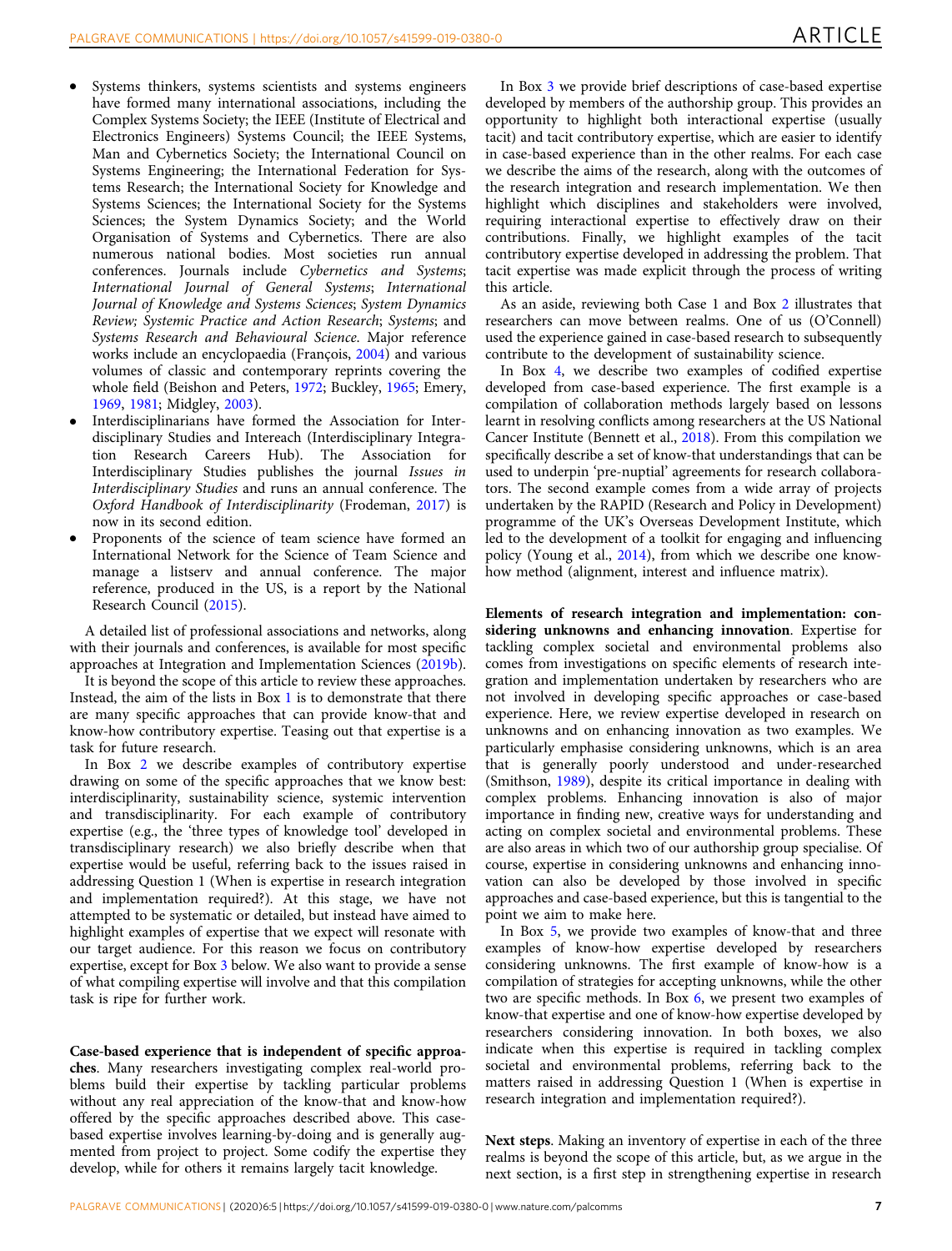- Systems thinkers, systems scientists and systems engineers have formed many international associations, including the Complex Systems Society; the IEEE (Institute of Electrical and Electronics Engineers) Systems Council; the IEEE Systems, Man and Cybernetics Society; the International Council on Systems Engineering; the International Federation for Systems Research; the International Society for Knowledge and Systems Sciences; the International Society for the Systems Sciences; the System Dynamics Society; and the World Organisation of Systems and Cybernetics. There are also numerous national bodies. Most societies run annual conferences. Journals include *Cybernetics and Systems*; *International Journal of General Systems*; *International Journal of Knowledge and Systems Sciences*; *System Dynamics Review; Systemic Practice and Action Research*; *Systems*; and *Systems Research and Behavioural Science*. Major reference works include an encyclopaedia (François, 2004) and various volumes of classic and contemporary reprints covering the whole field (Beishon and Peters, 1972; Buckley, 1965; Emery, 1969, 1981; Midgley, 2003).
- Interdisciplinarians have formed the Association for Interdisciplinary Studies and Intereach (Interdisciplinary Integration Research Careers Hub). The Association for Interdisciplinary Studies publishes the journal *Issues in Interdisciplinary Studies* and runs an annual conference. The *Oxford Handbook of Interdisciplinarity* (Frodeman, 2017) is now in its second edition.
- Proponents of the science of team science have formed an International Network for the Science of Team Science and manage a listserv and annual conference. The major reference, produced in the US, is a report by the National Research Council (2015).

A detailed list of professional associations and networks, along with their journals and conferences, is available for most specific approaches at Integration and Implementation Sciences (2019b).

It is beyond the scope of this article to review these approaches. Instead, the aim of the lists in Box 1 is to demonstrate that there are many specific approaches that can provide know-that and know-how contributory expertise. Teasing out that expertise is a task for future research.

In Box 2 we describe examples of contributory expertise drawing on some of the specific approaches that we know best: interdisciplinarity, sustainability science, systemic intervention and transdisciplinarity. For each example of contributory expertise (e.g., the 'three types of knowledge tool' developed in transdisciplinary research) we also briefly describe when that expertise would be useful, referring back to the issues raised in addressing Question 1 (When is expertise in research integration and implementation required?). At this stage, we have not attempted to be systematic or detailed, but instead have aimed to highlight examples of expertise that we expect will resonate with our target audience. For this reason we focus on contributory expertise, except for Box 3 below. We also want to provide a sense of what compiling expertise will involve and that this compilation task is ripe for further work.

**Case-based experience that is independent of specific approaches**. Many researchers investigating complex real-world problems build their expertise by tackling particular problems without any real appreciation of the know-that and know-how offered by the specific approaches described above. This case-based expertise involves learning-by-doing and is generally augmented from project to project. Some codify the expertise they develop, while for others it remains largely tacit knowledge.

In Box 3 we provide brief descriptions of case-based expertise developed by members of the authorship group. This provides an opportunity to highlight both interactional expertise (usually tacit) and tacit contributory expertise, which are easier to identify in case-based experience than in the other realms. For each case we describe the aims of the research, along with the outcomes of the research integration and research implementation. We then highlight which disciplines and stakeholders were involved, requiring interactional expertise to effectively draw on their contributions. Finally, we highlight examples of the tacit contributory expertise developed in addressing the problem. That tacit expertise was made explicit through the process of writing this article.

As an aside, reviewing both Case 1 and Box 2 illustrates that researchers can move between realms. One of us (O'Connell) used the experience gained in case-based research to subsequently contribute to the development of sustainability science.

In Box 4, we describe two examples of codified expertise developed from case-based experience. The first example is a compilation of collaboration methods largely based on lessons learnt in resolving conflicts among researchers at the US National Cancer Institute (Bennett et al., 2018). From this compilation we specifically describe a set of know-that understandings that can be used to underpin 'pre-nuptial' agreements for research collaborators. The second example comes from a wide array of projects undertaken by the RAPID (Research and Policy in Development) programme of the UK's Overseas Development Institute, which led to the development of a toolkit for engaging and influencing policy (Young et al., 2014), from which we describe one know-how method (alignment, interest and influence matrix).

**Elements of research integration and implementation: considering unknowns and enhancing innovation**. Expertise for tackling complex societal and environmental problems also comes from investigations on specific elements of research integration and implementation undertaken by researchers who are not involved in developing specific approaches or case-based experience. Here, we review expertise developed in research on unknowns and on enhancing innovation as two examples. We particularly emphasise considering unknowns, which is an area that is generally poorly understood and under-researched (Smithson, 1989), despite its critical importance in dealing with complex problems. Enhancing innovation is also of major importance in finding new, creative ways for understanding and acting on complex societal and environmental problems. These are also areas in which two of our authorship group specialise. Of course, expertise in considering unknowns and enhancing innovation can also be developed by those involved in specific approaches and case-based experience, but this is tangential to the point we aim to make here.

In Box 5, we provide two examples of know-that and three examples of know-how expertise developed by researchers considering unknowns. The first example of know-how is a compilation of strategies for accepting unknowns, while the other two are specific methods. In Box 6, we present two examples of know-that expertise and one of know-how expertise developed by researchers considering innovation. In both boxes, we also indicate when this expertise is required in tackling complex societal and environmental problems, referring back to the matters raised in addressing Question 1 (When is expertise in research integration and implementation required?).

**Next steps**. Making an inventory of expertise in each of the three realms is beyond the scope of this article, but, as we argue in the next section, is a first step in strengthening expertise in research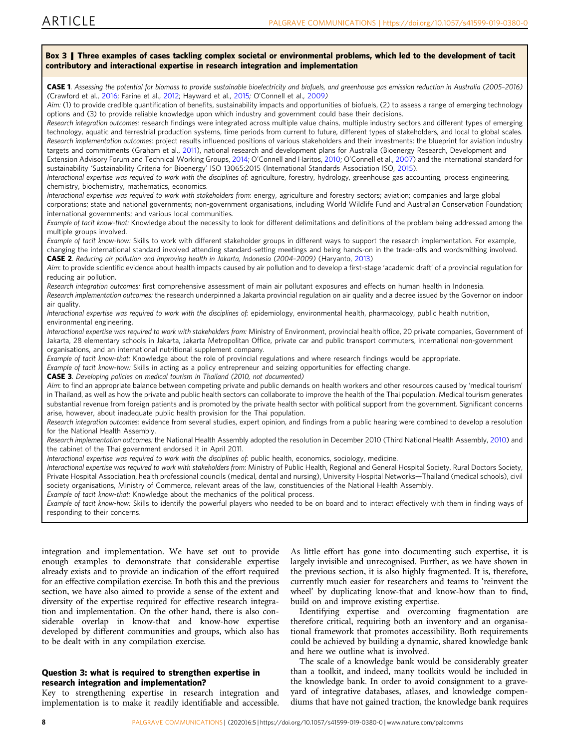**Box 3 | Three examples of cases tackling complex societal or environmental problems, which led to the development of tacit contributory and interactional expertise in research integration and implementation**

**CASE 1**. *Assessing the potential for biomass to provide sustainable bioelectricity and biofuels, and greenhouse gas emission reduction in Australia (2005–2016)* (Crawford et al., 2016; Farine et al., 2012; Hayward et al., 2015; O'Connell et al., 2009)

*Aim:* (1) to provide credible quantification of benefits, sustainability impacts and opportunities of biofuels, (2) to assess a range of emerging technology options and (3) to provide reliable knowledge upon which industry and government could base their decisions.

*Research integration outcomes:* research findings were integrated across multiple value chains, multiple industry sectors and different types of emerging technology, aquatic and terrestrial production systems, time periods from current to future, different types of stakeholders, and local to global scales.

*Research implementation outcomes:* project results influenced positions of various stakeholders and their investments: the blueprint for aviation industry targets and commitments (Graham et al., 2011), national research and development plans for Australia (Bioenergy Research, Development and Extension Advisory Forum and Technical Working Groups, 2014; O'Connell and Haritos, 2010; O'Connell et al., 2007) and the international standard for sustainability 'Sustainability Criteria for Bioenergy' ISO 13065:2015 (International Standards Association ISO, 2015).

*Interactional expertise was required to work with the disciplines of:* agriculture, forestry, hydrology, greenhouse gas accounting, process engineering, chemistry, biochemistry, mathematics, economics.

*Interactional expertise was required to work with stakeholders from:* energy, agriculture and forestry sectors; aviation; companies and large global corporations; state and national governments; non-government organisations, including World Wildlife Fund and Australian Conservation Foundation; international governments; and various local communities.

*Example of tacit know-that:* Knowledge about the necessity to look for different delimitations and definitions of the problem being addressed among the multiple groups involved.

*Example of tacit know-how:* Skills to work with different stakeholder groups in different ways to support the research implementation. For example, changing the international standard involved attending standard-setting meetings and being hands-on in the trade-offs and wordsmithing involved.

**CASE 2**. *Reducing air pollution and improving health in Jakarta, Indonesia (2004–2009)* (Haryanto, 2013)

*Aim*: to provide scientific evidence about health impacts caused by air pollution and to develop a first-stage 'academic draft' of a provincial regulation for reducing air pollution.

*Research integration outcomes:* first comprehensive assessment of main air pollutant exposures and effects on human health in Indonesia.

*Research implementation outcomes:* the research underpinned a Jakarta provincial regulation on air quality and a decree issued by the Governor on indoor air quality.

*Interactional expertise was required to work with the disciplines of:* epidemiology, environmental health, pharmacology, public health nutrition, environmental engineering.

*Interactional expertise was required to work with stakeholders from:* Ministry of Environment, provincial health office, 20 private companies, Government of Jakarta, 28 elementary schools in Jakarta, Jakarta Metropolitan Office, private car and public transport commuters, international non-government organisations, and an international nutritional supplement company.

*Example of tacit know-that:* Knowledge about the role of provincial regulations and where research findings would be appropriate.

*Example of tacit know-how:* Skills in acting as a policy entrepreneur and seizing opportunities for effecting change.

**CASE 3**. *Developing policies on medical tourism in Thailand (2010, not documented)*

*Aim*: to find an appropriate balance between competing private and public demands on health workers and other resources caused by 'medical tourism' in Thailand, as well as how the private and public health sectors can collaborate to improve the health of the Thai population. Medical tourism generates substantial revenue from foreign patients and is promoted by the private health sector with political support from the government. Significant concerns arise, however, about inadequate public health provision for the Thai population.

*Research integration outcomes:* evidence from several studies, expert opinion, and findings from a public hearing were combined to develop a resolution for the National Health Assembly.

*Research implementation outcomes:* the National Health Assembly adopted the resolution in December 2010 (Third National Health Assembly, 2010) and the cabinet of the Thai government endorsed it in April 2011.

*Interactional expertise was required to work with the disciplines of:* public health, economics, sociology, medicine.

*Interactional expertise was required to work with stakeholders from:* Ministry of Public Health, Regional and General Hospital Society, Rural Doctors Society, Private Hospital Association, health professional councils (medical, dental and nursing), University Hospital Networks—Thailand (medical schools), civil society organisations, Ministry of Commerce, relevant areas of the law, constituencies of the National Health Assembly.

*Example of tacit know-that:* Knowledge about the mechanics of the political process.

*Example of tacit know-how:* Skills to identify the powerful players who needed to be on board and to interact effectively with them in finding ways of responding to their concerns.

integration and implementation. We have set out to provide enough examples to demonstrate that considerable expertise already exists and to provide an indication of the effort required for an effective compilation exercise. In both this and the previous section, we have also aimed to provide a sense of the extent and diversity of the expertise required for effective research integration and implementation. On the other hand, there is also considerable overlap in know-that and know-how expertise developed by different communities and groups, which also has to be dealt with in any compilation exercise.

### Question 3: what is required to strengthen expertise in research integration and implementation?

Key to strengthening expertise in research integration and implementation is to make it readily identifiable and accessible. As little effort has gone into documenting such expertise, it is largely invisible and unrecognised. Further, as we have shown in the previous section, it is also highly fragmented. It is, therefore, currently much easier for researchers and teams to 'reinvent the wheel' by duplicating know-that and know-how than to find, build on and improve existing expertise.

Identifying expertise and overcoming fragmentation are therefore critical, requiring both an inventory and an organisational framework that promotes accessibility. Both requirements could be achieved by building a dynamic, shared knowledge bank and here we outline what is involved.

The scale of a knowledge bank would be considerably greater than a toolkit, and indeed, many toolkits would be included in the knowledge bank. In order to avoid consignment to a graveyard of integrative databases, atlases, and knowledge compendiums that have not gained traction, the knowledge bank requires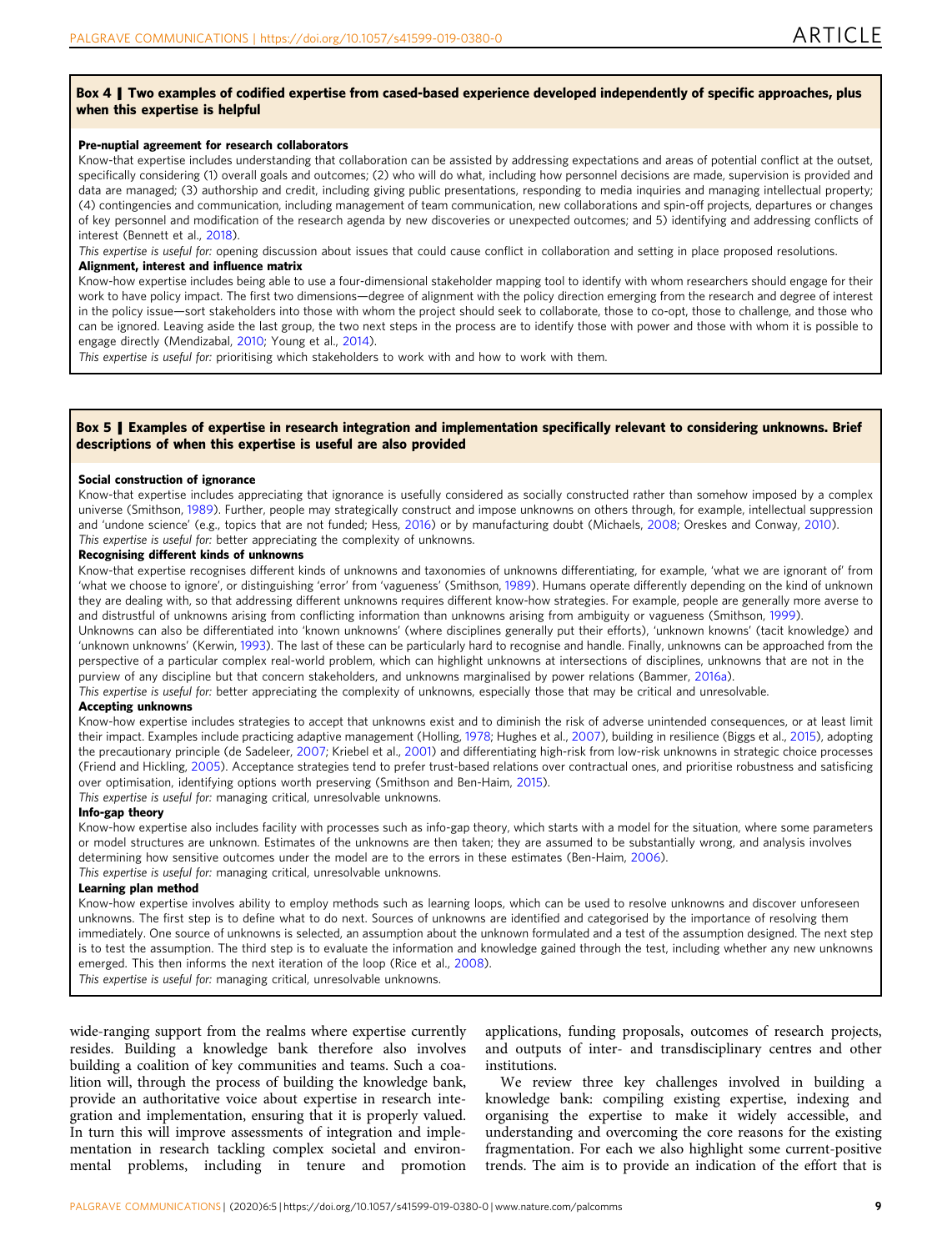**Box 4 | Two examples of codified expertise from cased-based experience developed independently of specific approaches, plus when this expertise is helpful**

**Pre-nuptial agreement for research collaborators**

Know-that expertise includes understanding that collaboration can be assisted by addressing expectations and areas of potential conflict at the outset, specifically considering (1) overall goals and outcomes; (2) who will do what, including how personnel decisions are made, supervision is provided and data are managed; (3) authorship and credit, including giving public presentations, responding to media inquiries and managing intellectual property; (4) contingencies and communication, including management of team communication, new collaborations and spin-off projects, departures or changes of key personnel and modification of the research agenda by new discoveries or unexpected outcomes; and 5) identifying and addressing conflicts of interest (Bennett et al., 2018).

*This expertise is useful for:* opening discussion about issues that could cause conflict in collaboration and setting in place proposed resolutions.

**Alignment, interest and influence matrix**

Know-how expertise includes being able to use a four-dimensional stakeholder mapping tool to identify with whom researchers should engage for their work to have policy impact. The first two dimensions—degree of alignment with the policy direction emerging from the research and degree of interest in the policy issue—sort stakeholders into those with whom the project should seek to collaborate, those to co-opt, those to challenge, and those who can be ignored. Leaving aside the last group, the two next steps in the process are to identify those with power and those with whom it is possible to engage directly (Mendizabal, 2010; Young et al., 2014).

*This expertise is useful for:* prioritising which stakeholders to work with and how to work with them.

**Box 5 | Examples of expertise in research integration and implementation specifically relevant to considering unknowns. Brief descriptions of when this expertise is useful are also provided**

**Social construction of ignorance**

Know-that expertise includes appreciating that ignorance is usefully considered as socially constructed rather than somehow imposed by a complex universe (Smithson, 1989). Further, people may strategically construct and impose unknowns on others through, for example, intellectual suppression and 'undone science' (e.g., topics that are not funded; Hess, 2016) or by manufacturing doubt (Michaels, 2008; Oreskes and Conway, 2010).

*This expertise is useful for:* better appreciating the complexity of unknowns.

**Recognising different kinds of unknowns**

Know-that expertise recognises different kinds of unknowns and taxonomies of unknowns differentiating, for example, 'what we are ignorant of' from 'what we choose to ignore', or distinguishing 'error' from 'vagueness' (Smithson, 1989). Humans operate differently depending on the kind of unknown they are dealing with, so that addressing different unknowns requires different know-how strategies. For example, people are generally more averse to and distrustful of unknowns arising from conflicting information than unknowns arising from ambiguity or vagueness (Smithson, 1999).

Unknowns can also be differentiated into 'known unknowns' (where disciplines generally put their efforts), 'unknown knowns' (tacit knowledge) and 'unknown unknowns' (Kerwin, 1993). The last of these can be particularly hard to recognise and handle. Finally, unknowns can be approached from the perspective of a particular complex real-world problem, which can highlight unknowns at intersections of disciplines, unknowns that are not in the purview of any discipline but that concern stakeholders, and unknowns marginalised by power relations (Bammer, 2016a).

*This expertise is useful for:* better appreciating the complexity of unknowns, especially those that may be critical and unresolvable.

**Accepting unknowns**

Know-how expertise includes strategies to accept that unknowns exist and to diminish the risk of adverse unintended consequences, or at least limit their impact. Examples include practicing adaptive management (Holling, 1978; Hughes et al., 2007), building in resilience (Biggs et al., 2015), adopting the precautionary principle (de Sadeleer, 2007; Kriebel et al., 2001) and differentiating high-risk from low-risk unknowns in strategic choice processes (Friend and Hickling, 2005). Acceptance strategies tend to prefer trust-based relations over contractual ones, and prioritise robustness and satisficing over optimisation, identifying options worth preserving (Smithson and Ben-Haim, 2015).

*This expertise is useful for:* managing critical, unresolvable unknowns.

**Info-gap theory**

Know-how expertise also includes facility with processes such as info-gap theory, which starts with a model for the situation, where some parameters or model structures are unknown. Estimates of the unknowns are then taken; they are assumed to be substantially wrong, and analysis involves determining how sensitive outcomes under the model are to the errors in these estimates (Ben-Haim, 2006).

*This expertise is useful for:* managing critical, unresolvable unknowns.

**Learning plan method**

Know-how expertise involves ability to employ methods such as learning loops, which can be used to resolve unknowns and discover unforeseen unknowns. The first step is to define what to do next. Sources of unknowns are identified and categorised by the importance of resolving them immediately. One source of unknowns is selected, an assumption about the unknown formulated and a test of the assumption designed. The next step is to test the assumption. The third step is to evaluate the information and knowledge gained through the test, including whether any new unknowns emerged. This then informs the next iteration of the loop (Rice et al., 2008).

*This expertise is useful for:* managing critical, unresolvable unknowns.

wide-ranging support from the realms where expertise currently resides. Building a knowledge bank therefore also involves building a coalition of key communities and teams. Such a coalition will, through the process of building the knowledge bank, provide an authoritative voice about expertise in research integration and implementation, ensuring that it is properly valued. In turn this will improve assessments of integration and implementation in research tackling complex societal and environmental problems, including in tenure and promotion applications, funding proposals, outcomes of research projects, and outputs of inter- and transdisciplinary centres and other institutions.

We review three key challenges involved in building a knowledge bank: compiling existing expertise, indexing and organising the expertise to make it widely accessible, and understanding and overcoming the core reasons for the existing fragmentation. For each we also highlight some current-positive trends. The aim is to provide an indication of the effort that is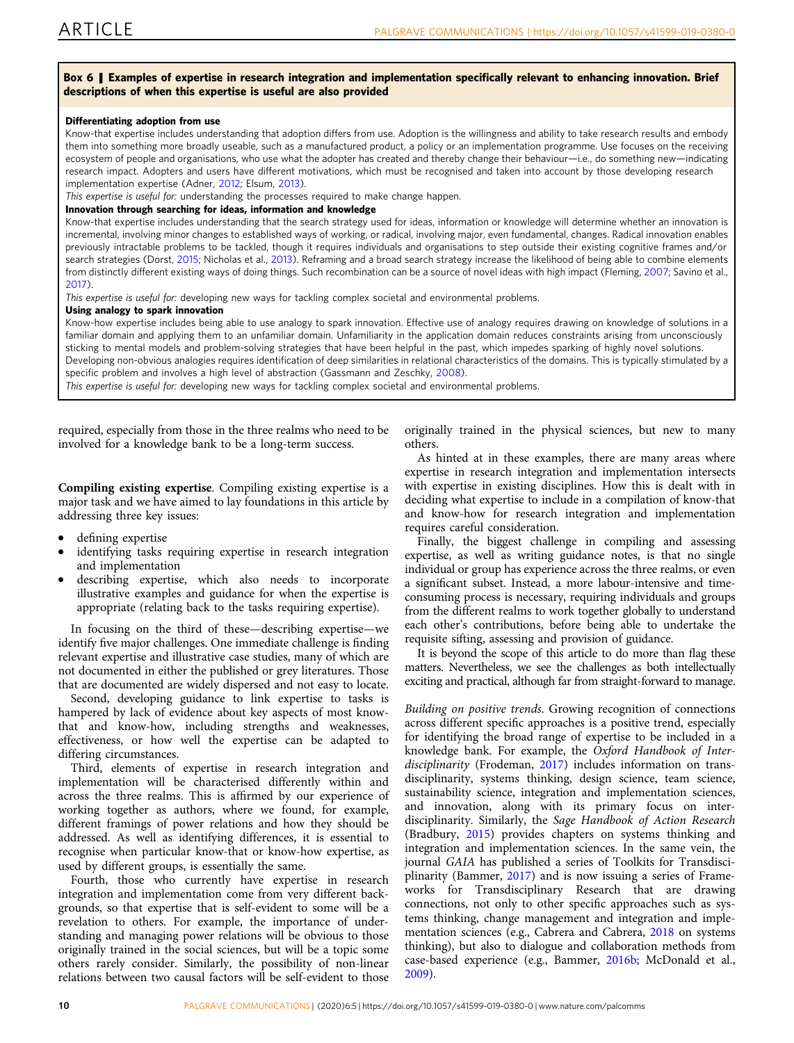**Box 6 | Examples of expertise in research integration and implementation specifically relevant to enhancing innovation. Brief descriptions of when this expertise is useful are also provided**

**Differentiating adoption from use**

Know-that expertise includes understanding that adoption differs from use. Adoption is the willingness and ability to take research results and embody them into something more broadly useable, such as a manufactured product, a policy or an implementation programme. Use focuses on the receiving ecosystem of people and organisations, who use what the adopter has created and thereby change their behaviour—i.e., do something new—indicating research impact. Adopters and users have different motivations, which must be recognised and taken into account by those developing research implementation expertise (Adner, 2012; Elsum, 2013).

*This expertise is useful for:* understanding the processes required to make change happen.

**Innovation through searching for ideas, information and knowledge**

Know-that expertise includes understanding that the search strategy used for ideas, information or knowledge will determine whether an innovation is incremental, involving minor changes to established ways of working, or radical, involving major, even fundamental, changes. Radical innovation enables previously intractable problems to be tackled, though it requires individuals and organisations to step outside their existing cognitive frames and/or search strategies (Dorst, 2015; Nicholas et al., 2013). Reframing and a broad search strategy increase the likelihood of being able to combine elements from distinctly different existing ways of doing things. Such recombination can be a source of novel ideas with high impact (Fleming, 2007; Savino et al., 2017).

*This expertise is useful for:* developing new ways for tackling complex societal and environmental problems.

**Using analogy to spark innovation**

Know-how expertise includes being able to use analogy to spark innovation. Effective use of analogy requires drawing on knowledge of solutions in a familiar domain and applying them to an unfamiliar domain. Unfamiliarity in the application domain reduces constraints arising from unconsciously sticking to mental models and problem-solving strategies that have been helpful in the past, which impedes sparking of highly novel solutions. Developing non-obvious analogies requires identification of deep similarities in relational characteristics of the domains. This is typically stimulated by a specific problem and involves a high level of abstraction (Gassmann and Zeschky, 2008).

*This expertise is useful for:* developing new ways for tackling complex societal and environmental problems.

required, especially from those in the three realms who need to be involved for a knowledge bank to be a long-term success.

**Compiling existing expertise**. Compiling existing expertise is a major task and we have aimed to lay foundations in this article by addressing three key issues:

- defining expertise
- identifying tasks requiring expertise in research integration and implementation
- describing expertise, which also needs to incorporate illustrative examples and guidance for when the expertise is appropriate (relating back to the tasks requiring expertise).

In focusing on the third of these—describing expertise—we identify five major challenges. One immediate challenge is finding relevant expertise and illustrative case studies, many of which are not documented in either the published or grey literatures. Those that are documented are widely dispersed and not easy to locate.

Second, developing guidance to link expertise to tasks is hampered by lack of evidence about key aspects of most know-that and know-how, including strengths and weaknesses, effectiveness, or how well the expertise can be adapted to differing circumstances.

Third, elements of expertise in research integration and implementation will be characterised differently within and across the three realms. This is affirmed by our experience of working together as authors, where we found, for example, different framings of power relations and how they should be addressed. As well as identifying differences, it is essential to recognise when particular know-that or know-how expertise, as used by different groups, is essentially the same.

Fourth, those who currently have expertise in research integration and implementation come from very different backgrounds, so that expertise that is self-evident to some will be a revelation to others. For example, the importance of understanding and managing power relations will be obvious to those originally trained in the social sciences, but will be a topic some others rarely consider. Similarly, the possibility of non-linear relations between two causal factors will be self-evident to those originally trained in the physical sciences, but new to many others.

As hinted at in these examples, there are many areas where expertise in research integration and implementation intersects with expertise in existing disciplines. How this is dealt with in deciding what expertise to include in a compilation of know-that and know-how for research integration and implementation requires careful consideration.

Finally, the biggest challenge in compiling and assessing expertise, as well as writing guidance notes, is that no single individual or group has experience across the three realms, or even a significant subset. Instead, a more labour-intensive and time-consuming process is necessary, requiring individuals and groups from the different realms to work together globally to understand each other's contributions, before being able to undertake the requisite sifting, assessing and provision of guidance.

It is beyond the scope of this article to do more than flag these matters. Nevertheless, we see the challenges as both intellectually exciting and practical, although far from straight-forward to manage.

*Building on positive trends*. Growing recognition of connections across different specific approaches is a positive trend, especially for identifying the broad range of expertise to be included in a knowledge bank. For example, the *Oxford Handbook of Interdisciplinarity* (Frodeman, 2017) includes information on transdisciplinarity, systems thinking, design science, team science, sustainability science, integration and implementation sciences, and innovation, along with its primary focus on interdisciplinarity. Similarly, the *Sage Handbook of Action Research* (Bradbury, 2015) provides chapters on systems thinking and integration and implementation sciences. In the same vein, the journal *GAIA* has published a series of Toolkits for Transdisciplinarity (Bammer, 2017) and is now issuing a series of Frameworks for Transdisciplinary Research that are drawing connections, not only to other specific approaches such as systems thinking, change management and integration and implementation sciences (e.g., Cabrera and Cabrera, 2018 on systems thinking), but also to dialogue and collaboration methods from case-based experience (e.g., Bammer, 2016b; McDonald et al., 2009).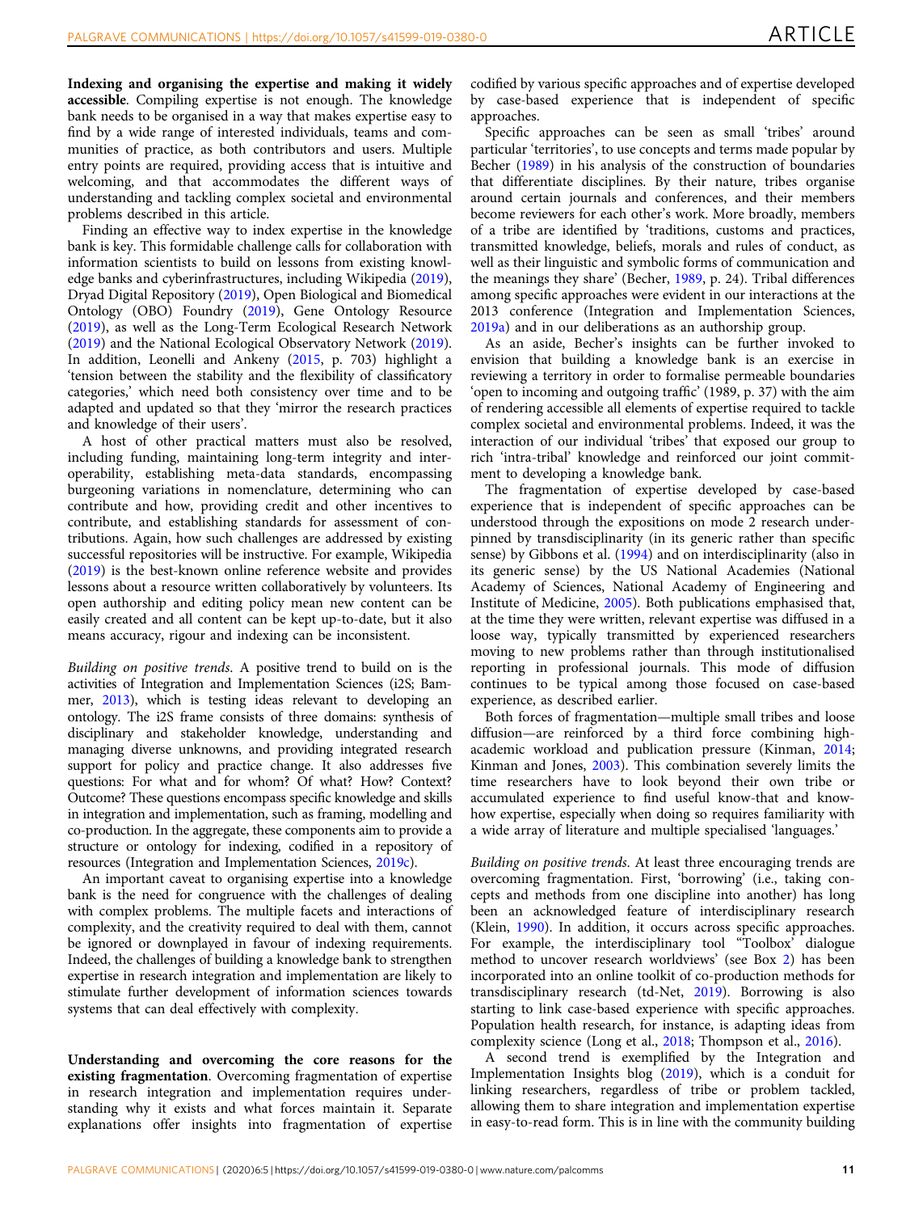**Indexing and organising the expertise and making it widely accessible**. Compiling expertise is not enough. The knowledge bank needs to be organised in a way that makes expertise easy to find by a wide range of interested individuals, teams and communities of practice, as both contributors and users. Multiple entry points are required, providing access that is intuitive and welcoming, and that accommodates the different ways of understanding and tackling complex societal and environmental problems described in this article.

Finding an effective way to index expertise in the knowledge bank is key. This formidable challenge calls for collaboration with information scientists to build on lessons from existing knowledge banks and cyberinfrastructures, including Wikipedia (2019), Dryad Digital Repository (2019), Open Biological and Biomedical Ontology (OBO) Foundry (2019), Gene Ontology Resource (2019), as well as the Long-Term Ecological Research Network (2019) and the National Ecological Observatory Network (2019). In addition, Leonelli and Ankeny (2015, p. 703) highlight a 'tension between the stability and the flexibility of classificatory categories,' which need both consistency over time and to be adapted and updated so that they 'mirror the research practices and knowledge of their users'.

A host of other practical matters must also be resolved, including funding, maintaining long-term integrity and interoperability, establishing meta-data standards, encompassing burgeoning variations in nomenclature, determining who can contribute and how, providing credit and other incentives to contribute, and establishing standards for assessment of contributions. Again, how such challenges are addressed by existing successful repositories will be instructive. For example, Wikipedia (2019) is the best-known online reference website and provides lessons about a resource written collaboratively by volunteers. Its open authorship and editing policy mean new content can be easily created and all content can be kept up-to-date, but it also means accuracy, rigour and indexing can be inconsistent.

*Building on positive trends*. A positive trend to build on is the activities of Integration and Implementation Sciences (i2S; Bammer, 2013), which is testing ideas relevant to developing an ontology. The i2S frame consists of three domains: synthesis of disciplinary and stakeholder knowledge, understanding and managing diverse unknowns, and providing integrated research support for policy and practice change. It also addresses five questions: For what and for whom? Of what? How? Context? Outcome? These questions encompass specific knowledge and skills in integration and implementation, such as framing, modelling and co-production. In the aggregate, these components aim to provide a structure or ontology for indexing, codified in a repository of resources (Integration and Implementation Sciences, 2019c).

An important caveat to organising expertise into a knowledge bank is the need for congruence with the challenges of dealing with complex problems. The multiple facets and interactions of complexity, and the creativity required to deal with them, cannot be ignored or downplayed in favour of indexing requirements. Indeed, the challenges of building a knowledge bank to strengthen expertise in research integration and implementation are likely to stimulate further development of information sciences towards systems that can deal effectively with complexity.

**Understanding and overcoming the core reasons for the existing fragmentation**. Overcoming fragmentation of expertise in research integration and implementation requires understanding why it exists and what forces maintain it. Separate explanations offer insights into fragmentation of expertise codified by various specific approaches and of expertise developed by case-based experience that is independent of specific approaches.

Specific approaches can be seen as small 'tribes' around particular 'territories', to use concepts and terms made popular by Becher (1989) in his analysis of the construction of boundaries that differentiate disciplines. By their nature, tribes organise around certain journals and conferences, and their members become reviewers for each other's work. More broadly, members of a tribe are identified by 'traditions, customs and practices, transmitted knowledge, beliefs, morals and rules of conduct, as well as their linguistic and symbolic forms of communication and the meanings they share' (Becher, 1989, p. 24). Tribal differences among specific approaches were evident in our interactions at the 2013 conference (Integration and Implementation Sciences, 2019a) and in our deliberations as an authorship group.

As an aside, Becher's insights can be further invoked to envision that building a knowledge bank is an exercise in reviewing a territory in order to formalise permeable boundaries 'open to incoming and outgoing traffic' (1989, p. 37) with the aim of rendering accessible all elements of expertise required to tackle complex societal and environmental problems. Indeed, it was the interaction of our individual 'tribes' that exposed our group to rich 'intra-tribal' knowledge and reinforced our joint commitment to developing a knowledge bank.

The fragmentation of expertise developed by case-based experience that is independent of specific approaches can be understood through the expositions on mode 2 research underpinned by transdisciplinarity (in its generic rather than specific sense) by Gibbons et al. (1994) and on interdisciplinarity (also in its generic sense) by the US National Academies (National Academy of Sciences, National Academy of Engineering and Institute of Medicine, 2005). Both publications emphasised that, at the time they were written, relevant expertise was diffused in a loose way, typically transmitted by experienced researchers moving to new problems rather than through institutionalised reporting in professional journals. This mode of diffusion continues to be typical among those focused on case-based experience, as described earlier.

Both forces of fragmentation—multiple small tribes and loose diffusion—are reinforced by a third force combining high-academic workload and publication pressure (Kinman, 2014; Kinman and Jones, 2003). This combination severely limits the time researchers have to look beyond their own tribe or accumulated experience to find useful know-that and know-how expertise, especially when doing so requires familiarity with a wide array of literature and multiple specialised 'languages.'

*Building on positive trends*. At least three encouraging trends are overcoming fragmentation. First, 'borrowing' (i.e., taking concepts and methods from one discipline into another) has long been an acknowledged feature of interdisciplinary research (Klein, 1990). In addition, it occurs across specific approaches. For example, the interdisciplinary tool "Toolbox" dialogue method to uncover research worldviews' (see Box 2) has been incorporated into an online toolkit of co-production methods for transdisciplinary research (td-Net, 2019). Borrowing is also starting to link case-based experience with specific approaches. Population health research, for instance, is adapting ideas from complexity science (Long et al., 2018; Thompson et al., 2016).

A second trend is exemplified by the Integration and Implementation Insights blog (2019), which is a conduit for linking researchers, regardless of tribe or problem tackled, allowing them to share integration and implementation expertise in easy-to-read form. This is in line with the community building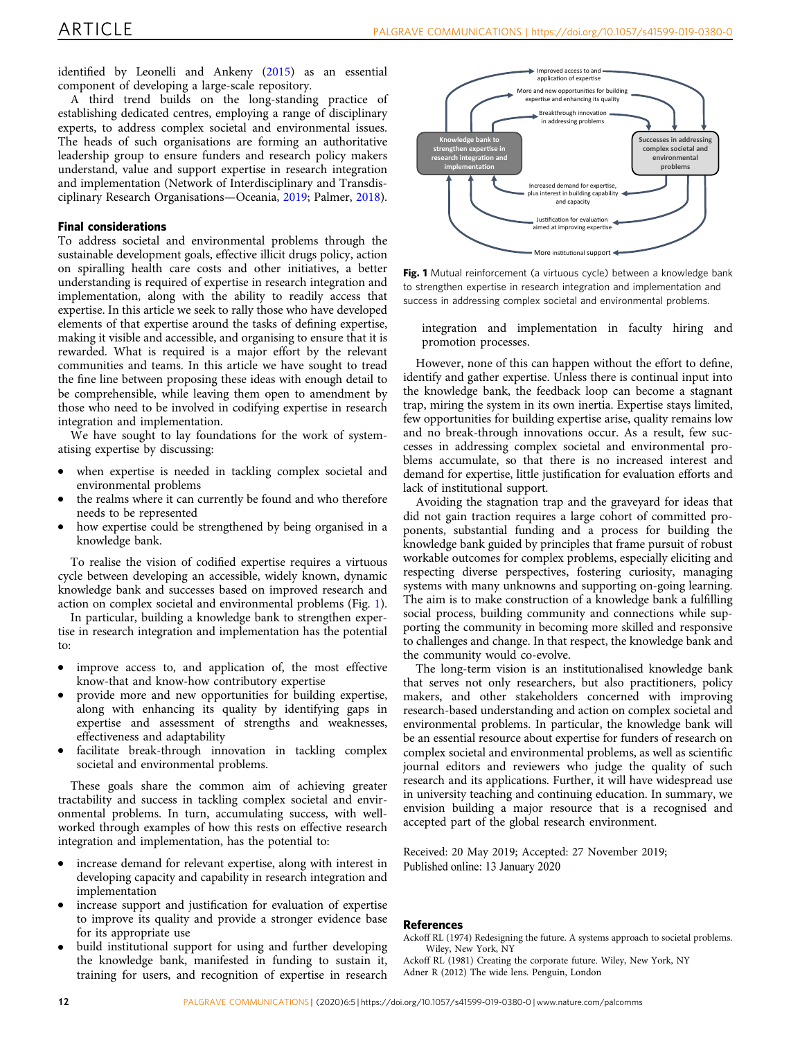identified by Leonelli and Ankeny (2015) as an essential component of developing a large-scale repository.

A third trend builds on the long-standing practice of establishing dedicated centres, employing a range of disciplinary experts, to address complex societal and environmental issues. The heads of such organisations are forming an authoritative leadership group to ensure funders and research policy makers understand, value and support expertise in research integration and implementation (Network of Interdisciplinary and Transdisciplinary Research Organisations—Oceania, 2019; Palmer, 2018).

## Final considerations

To address societal and environmental problems through the sustainable development goals, effective illicit drugs policy, action on spiralling health care costs and other initiatives, a better understanding is required of expertise in research integration and implementation, along with the ability to readily access that expertise. In this article we seek to rally those who have developed elements of that expertise around the tasks of defining expertise, making it visible and accessible, and organising to ensure that it is rewarded. What is required is a major effort by the relevant communities and teams. In this article we have sought to tread the fine line between proposing these ideas with enough detail to be comprehensible, while leaving them open to amendment by those who need to be involved in codifying expertise in research integration and implementation.

We have sought to lay foundations for the work of systematising expertise by discussing:

- when expertise is needed in tackling complex societal and environmental problems
- the realms where it can currently be found and who therefore needs to be represented
- how expertise could be strengthened by being organised in a knowledge bank.

To realise the vision of codified expertise requires a virtuous cycle between developing an accessible, widely known, dynamic knowledge bank and successes based on improved research and action on complex societal and environmental problems (Fig. 1).

In particular, building a knowledge bank to strengthen expertise in research integration and implementation has the potential to:

- improve access to, and application of, the most effective know-that and know-how contributory expertise
- provide more and new opportunities for building expertise, along with enhancing its quality by identifying gaps in expertise and assessment of strengths and weaknesses, effectiveness and adaptability
- facilitate break-through innovation in tackling complex societal and environmental problems.

These goals share the common aim of achieving greater tractability and success in tackling complex societal and environmental problems. In turn, accumulating success, with well-worked through examples of how this rests on effective research integration and implementation, has the potential to:

- increase demand for relevant expertise, along with interest in developing capacity and capability in research integration and implementation
- increase support and justification for evaluation of expertise to improve its quality and provide a stronger evidence base for its appropriate use
- build institutional support for using and further developing the knowledge bank, manifested in funding to sustain it, training for users, and recognition of expertise in research integration and implementation in faculty hiring and promotion processes.

Improved access to and application of expertise

More and new opportunities for building expertise and enhancing its quality

Breakthrough innovation in addressing problems

Knowledge bank to strengthen expertise in research integration and implementation

Successes in addressing complex societal and environmental problems

Increased demand for expertise, plus interest in building capability and capacity

Justification for evaluation aimed at improving expertise

More institutional support

**Fig. 1** Mutual reinforcement (a virtuous cycle) between a knowledge bank to strengthen expertise in research integration and implementation and success in addressing complex societal and environmental problems.

However, none of this can happen without the effort to define, identify and gather expertise. Unless there is continual input into the knowledge bank, the feedback loop can become a stagnant trap, miring the system in its own inertia. Expertise stays limited, few opportunities for building expertise arise, quality remains low and no break-through innovations occur. As a result, few successes in addressing complex societal and environmental problems accumulate, so that there is no increased interest and demand for expertise, little justification for evaluation efforts and lack of institutional support.

Avoiding the stagnation trap and the graveyard for ideas that did not gain traction requires a large cohort of committed proponents, substantial funding and a process for building the knowledge bank guided by principles that frame pursuit of robust workable outcomes for complex problems, especially eliciting and respecting diverse perspectives, fostering curiosity, managing systems with many unknowns and supporting on-going learning. The aim is to make construction of a knowledge bank a fulfilling social process, building community and connections while supporting the community in becoming more skilled and responsive to challenges and change. In that respect, the knowledge bank and the community would co-evolve.

The long-term vision is an institutionalised knowledge bank that serves not only researchers, but also practitioners, policy makers, and other stakeholders concerned with improving research-based understanding and action on complex societal and environmental problems. In particular, the knowledge bank will be an essential resource about expertise for funders of research on complex societal and environmental problems, as well as scientific journal editors and reviewers who judge the quality of such research and its applications. Further, it will have widespread use in university teaching and continuing education. In summary, we envision building a major resource that is a recognised and accepted part of the global research environment.

Received: 20 May 2019; Accepted: 27 November 2019;
Published online: 13 January 2020

## References

Ackoff RL (1974) Redesigning the future. A systems approach to societal problems. Wiley, New York, NY

Ackoff RL (1981) Creating the corporate future. Wiley, New York, NY

Adner R (2012) The wide lens. Penguin, London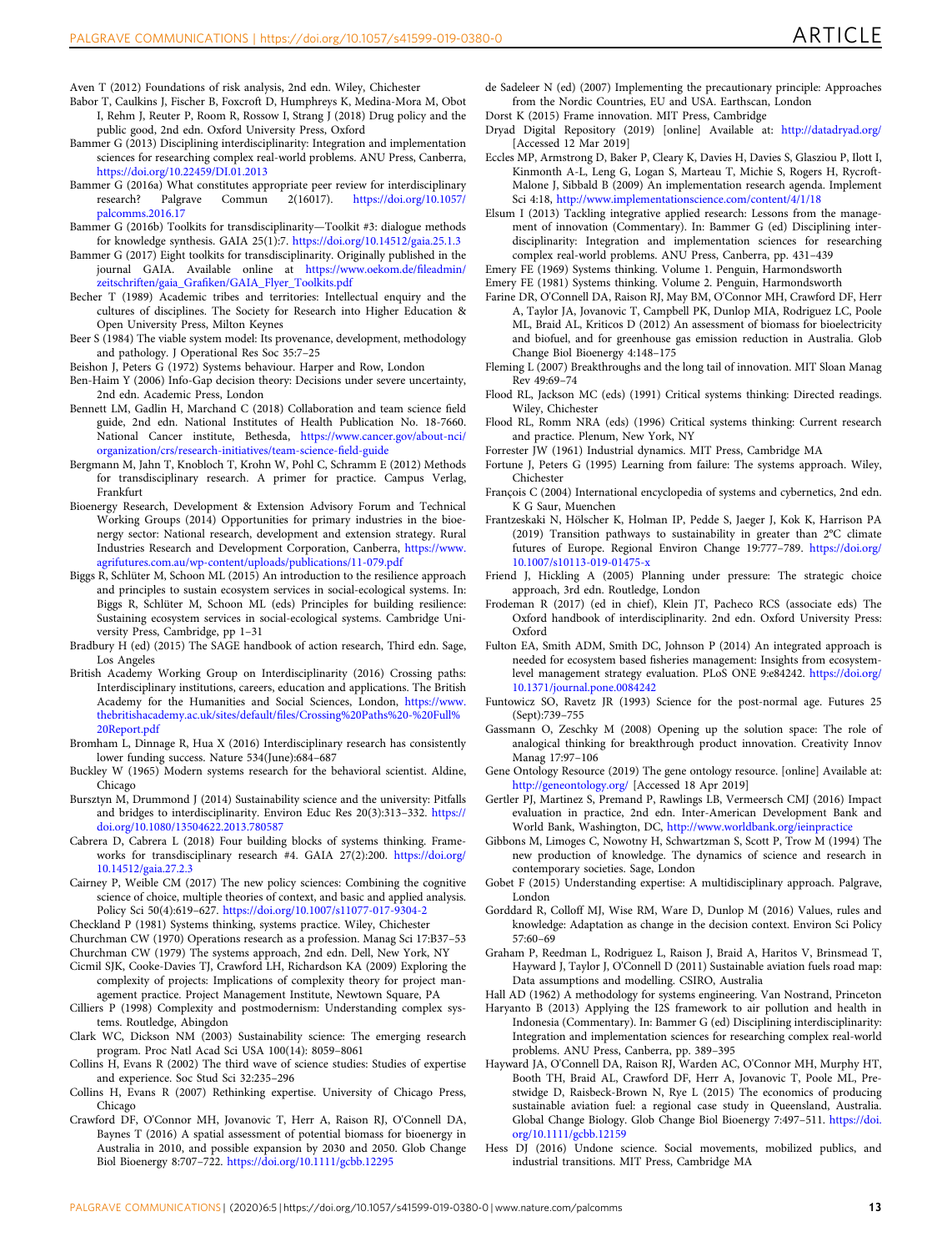Aven T (2012) Foundations of risk analysis, 2nd edn. Wiley, Chichester

Babor T, Caulkins J, Fischer B, Foxcroft D, Humphreys K, Medina-Mora M, Obot I, Rehm J, Reuter P, Room R, Rossow I, Strang J (2018) Drug policy and the public good, 2nd edn. Oxford University Press, Oxford

Bammer G (2013) Disciplining interdisciplinarity: Integration and implementation sciences for researching complex real-world problems. ANU Press, Canberra, https://doi.org/10.22459/DI.01.2013

Bammer G (2016a) What constitutes appropriate peer review for interdisciplinary research? Palgrave Commun 2(16017). https://doi.org/10.1057/palcomms.2016.17

Bammer G (2016b) Toolkits for transdisciplinarity—Toolkit #3: dialogue methods for knowledge synthesis. GAIA 25(1):7. https://doi.org/10.14512/gaia.25.1.3

Bammer G (2017) Eight toolkits for transdisciplinarity. Originally published in the journal GAIA. Available online at https://www.oekom.de/fileadmin/zeitschriften/gaia_Grafiken/GAIA_Flyer_Toolkits.pdf

Becher T (1989) Academic tribes and territories: Intellectual enquiry and the cultures of disciplines. The Society for Research into Higher Education & Open University Press, Milton Keynes

Beer S (1984) The viable system model: Its provenance, development, methodology and pathology. J Operational Res Soc 35:7–25

Beishon J, Peters G (1972) Systems behaviour. Harper and Row, London

Ben-Haim Y (2006) Info-Gap decision theory: Decisions under severe uncertainty, 2nd edn. Academic Press, London

Bennett LM, Gadlin H, Marchand C (2018) Collaboration and team science field guide, 2nd edn. National Institutes of Health Publication No. 18-7660. National Cancer institute, Bethesda, https://www.cancer.gov/about-nci/organization/crs/research-initiatives/team-science-field-guide

Bergmann M, Jahn T, Knobloch T, Krohn W, Pohl C, Schramm E (2012) Methods for transdisciplinary research. A primer for practice. Campus Verlag, Frankfurt

Bioenergy Research, Development & Extension Advisory Forum and Technical Working Groups (2014) Opportunities for primary industries in the bioenergy sector: National research, development and extension strategy. Rural Industries Research and Development Corporation, Canberra, https://www.agrifutures.com.au/wp-content/uploads/publications/11-079.pdf

Biggs R, Schlüter M, Schoon ML (2015) An introduction to the resilience approach and principles to sustain ecosystem services in social-ecological systems. In: Biggs R, Schlüter M, Schoon ML (eds) Principles for building resilience: Sustaining ecosystem services in social-ecological systems. Cambridge University Press, Cambridge, pp 1–31

Bradbury H (ed) (2015) The SAGE handbook of action research, Third edn. Sage, Los Angeles

British Academy Working Group on Interdisciplinarity (2016) Crossing paths: Interdisciplinary institutions, careers, education and applications. The British Academy for the Humanities and Social Sciences, London, https://www.thebritishacademy.ac.uk/sites/default/files/Crossing%20Paths%20-%20Full%20Report.pdf

Bromham L, Dinnage R, Hua X (2016) Interdisciplinary research has consistently lower funding success. Nature 534(June):684–687

Buckley W (1965) Modern systems research for the behavioral scientist. Aldine, Chicago

Bursztyn M, Drummond J (2014) Sustainability science and the university: Pitfalls and bridges to interdisciplinarity. Environ Educ Res 20(3):313–332. https://doi.org/10.1080/13504622.2013.780587

Cabrera D, Cabrera L (2018) Four building blocks of systems thinking. Frameworks for transdisciplinary research #4. GAIA 27(2):200. https://doi.org/10.14512/gaia.27.2.3

Cairney P, Weible CM (2017) The new policy sciences: Combining the cognitive science of choice, multiple theories of context, and basic and applied analysis. Policy Sci 50(4):619–627. https://doi.org/10.1007/s11077-017-9304-2

Checkland P (1981) Systems thinking, systems practice. Wiley, Chichester

Churchman CW (1970) Operations research as a profession. Manag Sci 17:B37–53

Churchman CW (1979) The systems approach, 2nd edn. Dell, New York, NY

Cicmil SJK, Cooke-Davies TJ, Crawford LH, Richardson KA (2009) Exploring the complexity of projects: Implications of complexity theory for project management practice. Project Management Institute, Newtown Square, PA

Cilliers P (1998) Complexity and postmodernism: Understanding complex systems. Routledge, Abingdon

Clark WC, Dickson NM (2003) Sustainability science: The emerging research program. Proc Natl Acad Sci USA 100(14): 8059–8061

Collins H, Evans R (2002) The third wave of science studies: Studies of expertise and experience. Soc Stud Sci 32:235–296

Collins H, Evans R (2007) Rethinking expertise. University of Chicago Press, Chicago

Crawford DF, O'Connor MH, Jovanovic T, Herr A, Raison RJ, O'Connell DA, Baynes T (2016) A spatial assessment of potential biomass for bioenergy in Australia in 2010, and possible expansion by 2030 and 2050. Glob Change Biol Bioenergy 8:707–722. https://doi.org/10.1111/gcbb.12295

de Sadeleer N (ed) (2007) Implementing the precautionary principle: Approaches from the Nordic Countries, EU and USA. Earthscan, London

Dorst K (2015) Frame innovation. MIT Press, Cambridge

Dryad Digital Repository (2019) [online] Available at: http://datadryad.org/ [Accessed 12 Mar 2019]

Eccles MP, Armstrong D, Baker P, Cleary K, Davies H, Davies S, Glasziou P, Ilott I, Kinmonth A-L, Leng G, Logan S, Marteau T, Michie S, Rogers H, Rycroft-Malone J, Sibbald B (2009) An implementation research agenda. Implement Sci 4:18, http://www.implementationscience.com/content/4/1/18

Elsum I (2013) Tackling integrative applied research: Lessons from the management of innovation (Commentary). In: Bammer G (ed) Disciplining interdisciplinarity: Integration and implementation sciences for researching complex real-world problems. ANU Press, Canberra, pp. 431–439

Emery FE (1969) Systems thinking. Volume 1. Penguin, Harmondsworth

Emery FE (1981) Systems thinking. Volume 2. Penguin, Harmondsworth

Farine DR, O'Connell DA, Raison RJ, May BM, O'Connor MH, Crawford DF, Herr A, Taylor JA, Jovanovic T, Campbell PK, Dunlop MIA, Rodriguez LC, Poole ML, Braid AL, Kriticos D (2012) An assessment of biomass for bioelectricity and biofuel, and for greenhouse gas emission reduction in Australia. Glob Change Biol Bioenergy 4:148–175

Fleming L (2007) Breakthroughs and the long tail of innovation. MIT Sloan Manag Rev 49:69–74

Flood RL, Jackson MC (eds) (1991) Critical systems thinking: Directed readings. Wiley, Chichester

Flood RL, Romm NRA (eds) (1996) Critical systems thinking: Current research and practice. Plenum, New York, NY

Forrester JW (1961) Industrial dynamics. MIT Press, Cambridge MA

Fortune J, Peters G (1995) Learning from failure: The systems approach. Wiley, Chichester

François C (2004) International encyclopedia of systems and cybernetics, 2nd edn. K G Saur, Muenchen

Frantzeskaki N, Hölscher K, Holman IP, Pedde S, Jaeger J, Kok K, Harrison PA (2019) Transition pathways to sustainability in greater than 2°C climate futures of Europe. Regional Environ Change 19:777–789. https://doi.org/10.1007/s10113-019-01475-x

Friend J, Hickling A (2005) Planning under pressure: The strategic choice approach, 3rd edn. Routledge, London

Frodeman R (2017) (ed in chief), Klein JT, Pacheco RCS (associate eds) The Oxford handbook of interdisciplinarity. 2nd edn. Oxford University Press: Oxford

Fulton EA, Smith ADM, Smith DC, Johnson P (2014) An integrated approach is needed for ecosystem based fisheries management: Insights from ecosystem-level management strategy evaluation. PLoS ONE 9:e84242. https://doi.org/10.1371/journal.pone.0084242

Funtowicz SO, Ravetz JR (1993) Science for the post-normal age. Futures 25 (Sept):739–755

Gassmann O, Zeschky M (2008) Opening up the solution space: The role of analogical thinking for breakthrough product innovation. Creativity Innov Manag 17:97–106

Gene Ontology Resource (2019) The gene ontology resource. [online] Available at: http://geneontology.org/ [Accessed 18 Apr 2019]

Gertler PJ, Martinez S, Premand P, Rawlings LB, Vermeersch CMJ (2016) Impact evaluation in practice, 2nd edn. Inter-American Development Bank and World Bank, Washington, DC, http://www.worldbank.org/ieinpractice

Gibbons M, Limoges C, Nowotny H, Schwartzman S, Scott P, Trow M (1994) The new production of knowledge. The dynamics of science and research in contemporary societies. Sage, London

Gobet F (2015) Understanding expertise: A multidisciplinary approach. Palgrave, London

Gorddard R, Colloff MJ, Wise RM, Ware D, Dunlop M (2016) Values, rules and knowledge: Adaptation as change in the decision context. Environ Sci Policy 57:60–69

Graham P, Reedman L, Rodriguez L, Raison J, Braid A, Haritos V, Brinsmead T, Hayward J, Taylor J, O'Connell D (2011) Sustainable aviation fuels road map: Data assumptions and modelling. CSIRO, Australia

Hall AD (1962) A methodology for systems engineering. Van Nostrand, Princeton

Haryanto B (2013) Applying the I2S framework to air pollution and health in Indonesia (Commentary). In: Bammer G (ed) Disciplining interdisciplinarity: Integration and implementation sciences for researching complex real-world problems. ANU Press, Canberra, pp. 389–395

Hayward JA, O'Connell DA, Raison RJ, Warden AC, O'Connor MH, Murphy HT, Booth TH, Braid AL, Crawford DF, Herr A, Jovanovic T, Poole ML, Prestwidge D, Raisbeck-Brown N, Rye L (2015) The economics of producing sustainable aviation fuel: a regional case study in Queensland, Australia. Global Change Biology. Glob Change Biol Bioenergy 7:497–511. https://doi.org/10.1111/gcbb.12159

Hess DJ (2016) Undone science. Social movements, mobilized publics, and industrial transitions. MIT Press, Cambridge MA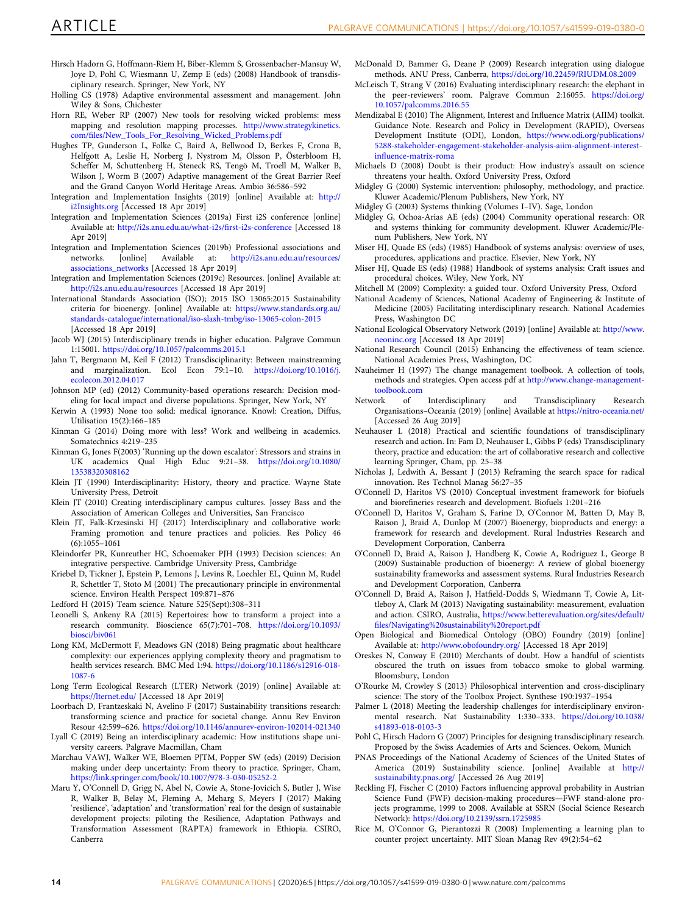Hirsch Hadorn G, Hoffmann-Riem H, Biber-Klemm S, Grossenbacher-Mansuy W, Joye D, Pohl C, Wiesmann U, Zemp E (eds) (2008) Handbook of transdisciplinary research. Springer, New York, NY

Holling CS (1978) Adaptive environmental assessment and management. John Wiley & Sons, Chichester

Horn RE, Weber RP (2007) New tools for resolving wicked problems: mess mapping and resolution mapping processes. http://www.strategykinetics.com/files/New_Tools_For_Resolving_Wicked_Problems.pdf

Hughes TP, Gunderson L, Folke C, Baird A, Bellwood D, Berkes F, Crona B, Helfgott A, Leslie H, Norberg J, Nystrom M, Olsson P, Österbloom H, Scheffer M, Schuttenberg H, Steneck RS, Tengö M, Troell M, Walker B, Wilson J, Worm B (2007) Adaptive management of the Great Barrier Reef and the Grand Canyon World Heritage Areas. Ambio 36:586–592

Integration and Implementation Insights (2019) [online] Available at: http://i2Insights.org [Accessed 18 Apr 2019]

Integration and Implementation Sciences (2019a) First i2S conference [online] Available at: http://i2s.anu.edu.au/what-i2s/first-i2s-conference [Accessed 18 Apr 2019]

Integration and Implementation Sciences (2019b) Professional associations and networks. [online] Available at: http://i2s.anu.edu.au/resources/associations_networks [Accessed 18 Apr 2019]

Integration and Implementation Sciences (2019c) Resources. [online] Available at: http://i2s.anu.edu.au/resources [Accessed 18 Apr 2019]

International Standards Association (ISO); 2015 ISO 13065:2015 Sustainability criteria for bioenergy. [online] Available at: https://www.standards.org.au/standards-catalogue/international/iso-slash-tmbg/iso-13065-colon-2015 [Accessed 18 Apr 2019]

Jacob WJ (2015) Interdisciplinary trends in higher education. Palgrave Commun 1:15001. https://doi.org/10.1057/palcomms.2015.1

Jahn T, Bergmann M, Keil F (2012) Transdisciplinarity: Between mainstreaming and marginalization. Ecol Econ 79:1–10. https://doi.org/10.1016/j.ecolecon.2012.04.017

Johnson MP (ed) (2012) Community-based operations research: Decision modeling for local impact and diverse populations. Springer, New York, NY

Kerwin A (1993) None too solid: medical ignorance. Knowl: Creation, Diffus, Utilisation 15(2):166–185

Kinman G (2014) Doing more with less? Work and wellbeing in academics. Somatechnics 4:219–235

Kinman G, Jones F(2003) 'Running up the down escalator': Stressors and strains in UK academics Qual High Educ 9:21–38. https://doi.org/10.1080/13538320308162

Klein JT (1990) Interdisciplinarity: History, theory and practice. Wayne State University Press, Detroit

Klein JT (2010) Creating interdisciplinary campus cultures. Jossey Bass and the Association of American Colleges and Universities, San Francisco

Klein JT, Falk-Krzesinski HJ (2017) Interdisciplinary and collaborative work: Framing promotion and tenure practices and policies. Res Policy 46 (6):1055–1061

Kleindorfer PR, Kunreuther HC, Schoemaker PJH (1993) Decision sciences: An integrative perspective. Cambridge University Press, Cambridge

Kriebel D, Tickner J, Epstein P, Lemons J, Levins R, Loechler EL, Quinn M, Rudel R, Schettler T, Stoto M (2001) The precautionary principle in environmental science. Environ Health Perspect 109:871–876

Ledford H (2015) Team science. Nature 525(Sept):308–311

Leonelli S, Ankeny RA (2015) Repertoires: how to transform a project into a research community. Bioscience 65(7):701–708. https://doi.org/10.1093/biosci/biv061

Long KM, McDermott F, Meadows GN (2018) Being pragmatic about healthcare complexity: our experiences applying complexity theory and pragmatism to health services research. BMC Med 1:94. https://doi.org/10.1186/s12916-018-1087-6

Long Term Ecological Research (LTER) Network (2019) [online] Available at: https://lternet.edu/ [Accessed 18 Apr 2019]

Loorbach D, Frantzeskaki N, Avelino F (2017) Sustainability transitions research: transforming science and practice for societal change. Annu Rev Environ Resour 42:599–626. https://doi.org/10.1146/annurev-environ-102014-021340

Lyall C (2019) Being an interdisciplinary academic: How institutions shape university careers. Palgrave Macmillan, Cham

Marchau VAWJ, Walker WE, Bloemen PJTM, Popper SW (eds) (2019) Decision making under deep uncertainty: From theory to practice. Springer, Cham, https://link.springer.com/book/10.1007/978-3-030-05252-2

Maru Y, O'Connell D, Grigg N, Abel N, Cowie A, Stone-Jovicich S, Butler J, Wise R, Walker B, Belay M, Fleming A, Meharg S, Meyers J (2017) Making 'resilience', 'adaptation' and 'transformation' real for the design of sustainable development projects: piloting the Resilience, Adaptation Pathways and Transformation Assessment (RAPTA) framework in Ethiopia. CSIRO, Canberra

McDonald D, Bammer G, Deane P (2009) Research integration using dialogue methods. ANU Press, Canberra, https://doi.org/10.22459/RIUDM.08.2009

McLeisch T, Strang V (2016) Evaluating interdisciplinary research: the elephant in the peer-reviewers' room. Palgrave Commun 2:16055. https://doi.org/10.1057/palcomms.2016.55

Mendizabal E (2010) The Alignment, Interest and Influence Matrix (AIIM) toolkit. Guidance Note. Research and Policy in Development (RAPID), Overseas Development Institute (ODI), London, https://www.odi.org/publications/5288-stakeholder-engagement-stakeholder-analysis-aiim-alignment-interest-influence-matrix-roma

Michaels D (2008) Doubt is their product: How industry's assault on science threatens your health. Oxford University Press, Oxford

Midgley G (2000) Systemic intervention: philosophy, methodology, and practice. Kluwer Academic/Plenum Publishers, New York, NY

Midgley G (2003) Systems thinking (Volumes I–IV). Sage, London

Midgley G, Ochoa-Arias AE (eds) (2004) Community operational research: OR and systems thinking for community development. Kluwer Academic/Plenum Publishers, New York, NY

Miser HJ, Quade ES (eds) (1985) Handbook of systems analysis: overview of uses, procedures, applications and practice. Elsevier, New York, NY

Miser HJ, Quade ES (eds) (1988) Handbook of systems analysis: Craft issues and procedural choices. Wiley, New York, NY

Mitchell M (2009) Complexity: a guided tour. Oxford University Press, Oxford

National Academy of Sciences, National Academy of Engineering & Institute of Medicine (2005) Facilitating interdisciplinary research. National Academies Press, Washington DC

National Ecological Observatory Network (2019) [online] Available at: http://www.neoninc.org [Accessed 18 Apr 2019]

National Research Council (2015) Enhancing the effectiveness of team science. National Academies Press, Washington, DC

Nauheimer H (1997) The change management toolbook. A collection of tools, methods and strategies. Open access pdf at http://www.change-management-toolbook.com

Network of Interdisciplinary and Transdisciplinary Research Organisations–Oceania (2019) [online] Available at https://nitro-oceania.net/ [Accessed 26 Aug 2019]

Neuhauser L (2018) Practical and scientific foundations of transdisciplinary research and action. In: Fam D, Neuhauser L, Gibbs P (eds) Transdisciplinary theory, practice and education: the art of collaborative research and collective learning Springer, Cham, pp. 25–38

Nicholas J, Ledwith A, Bessant J (2013) Reframing the search space for radical innovation. Res Technol Manag 56:27–35

O'Connell D, Haritos VS (2010) Conceptual investment framework for biofuels and biorefineries research and development. Biofuels 1:201–216

O'Connell D, Haritos V, Graham S, Farine D, O'Connor M, Batten D, May B, Raison J, Braid A, Dunlop M (2007) Bioenergy, bioproducts and energy: a framework for research and development. Rural Industries Research and Development Corporation, Canberra

O'Connell D, Braid A, Raison J, Handberg K, Cowie A, Rodriguez L, George B (2009) Sustainable production of bioenergy: A review of global bioenergy sustainability frameworks and assessment systems. Rural Industries Research and Development Corporation, Canberra

O'Connell D, Braid A, Raison J, Hatfield-Dodds S, Wiedmann T, Cowie A, Littleboy A, Clark M (2013) Navigating sustainability: measurement, evaluation and action. CSIRO, Australia, https://www.betterevaluation.org/sites/default/files/Navigating%20sustainability%20report.pdf

Open Biological and Biomedical Ontology (OBO) Foundry (2019) [online] Available at: http://www.obofoundry.org/ [Accessed 18 Apr 2019]

Oreskes N, Conway E (2010) Merchants of doubt. How a handful of scientists obscured the truth on issues from tobacco smoke to global warming. Bloomsbury, London

O'Rourke M, Crowley S (2013) Philosophical intervention and cross-disciplinary science: The story of the Toolbox Project. Synthese 190:1937–1954

Palmer L (2018) Meeting the leadership challenges for interdisciplinary environmental research. Nat Sustainability 1:330–333. https://doi.org/10.1038/s41893-018-0103-3

Pohl C, Hirsch Hadorn G (2007) Principles for designing transdisciplinary research. Proposed by the Swiss Academies of Arts and Sciences. Oekom, Munich

PNAS Proceedings of the National Academy of Sciences of the United States of America (2019) Sustainability science. [online] Available at http://sustainability.pnas.org/ [Accessed 26 Aug 2019]

Reckling FJ, Fischer C (2010) Factors influencing approval probability in Austrian Science Fund (FWF) decision-making procedures—FWF stand-alone projects programme, 1999 to 2008. Available at SSRN (Social Science Research Network): https://doi.org/10.2139/ssrn.1725985

Rice M, O'Connor G, Pierantozzi R (2008) Implementing a learning plan to counter project uncertainty. MIT Sloan Manag Rev 49(2):54–62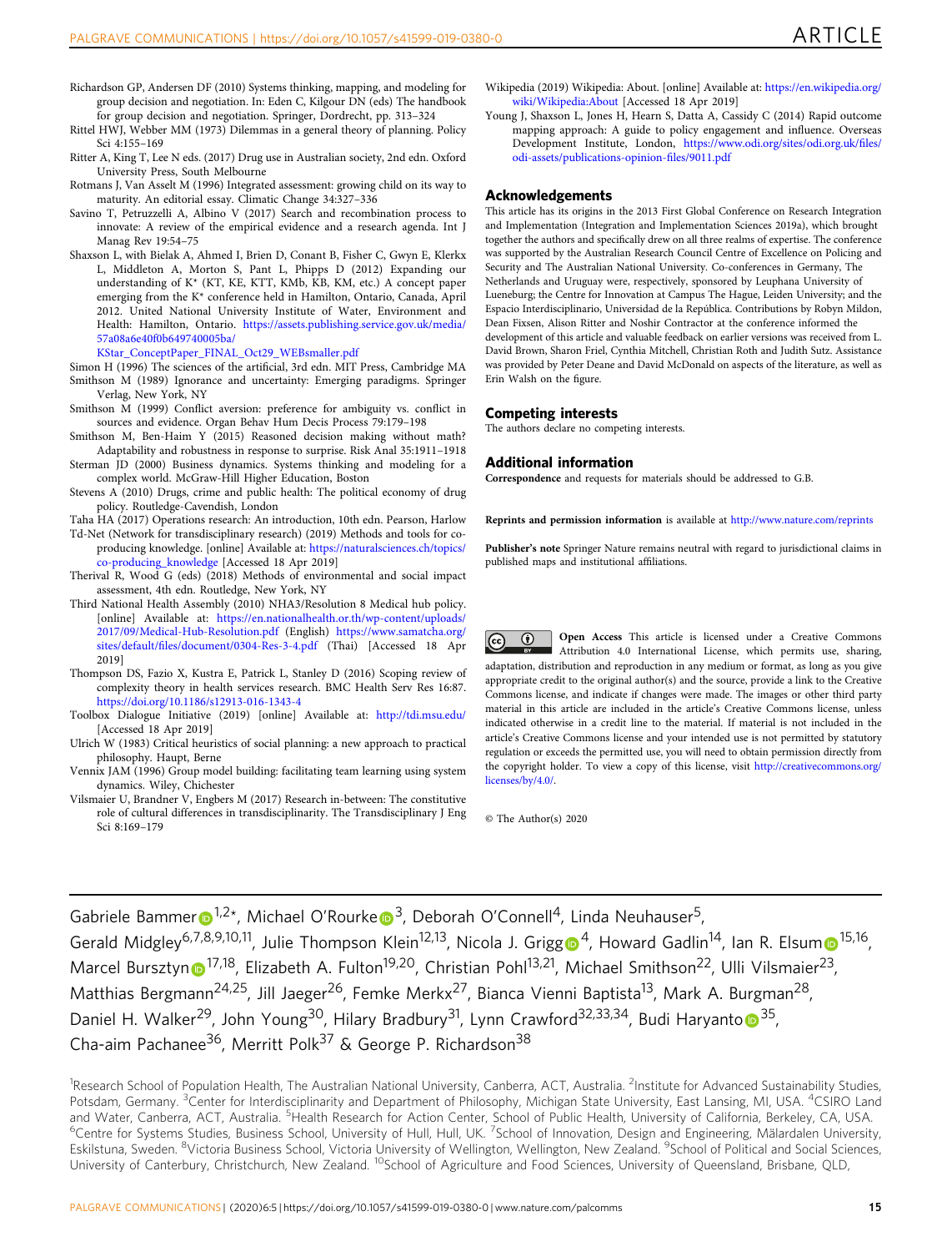Richardson GP, Andersen DF (2010) Systems thinking, mapping, and modeling for group decision and negotiation. In: Eden C, Kilgour DN (eds) The handbook for group decision and negotiation. Springer, Dordrecht, pp. 313–324

Rittel HWJ, Webber MM (1973) Dilemmas in a general theory of planning. Policy Sci 4:155–169

Ritter A, King T, Lee N eds. (2017) Drug use in Australian society, 2nd edn. Oxford University Press, South Melbourne

Rotmans J, Van Asselt M (1996) Integrated assessment: growing child on its way to maturity. An editorial essay. Climatic Change 34:327–336

Savino T, Petruzzelli A, Albino V (2017) Search and recombination process to innovate: A review of the empirical evidence and a research agenda. Int J Manag Rev 19:54–75

Shaxson L, with Bielak A, Ahmed I, Brien D, Conant B, Fisher C, Gwyn E, Klerkx L, Middleton A, Morton S, Pant L, Phipps D (2012) Expanding our understanding of K* (KT, KE, KTT, KMb, KB, KM, etc.) A concept paper emerging from the K* conference held in Hamilton, Ontario, Canada, April 2012. United National University Institute of Water, Environment and Health: Hamilton, Ontario. https://assets.publishing.service.gov.uk/media/57a08a6e40f0b649740005ba/KStar_ConceptPaper_FINAL_Oct29_WEBsmaller.pdf

Simon H (1996) The sciences of the artificial, 3rd edn. MIT Press, Cambridge MA

Smithson M (1989) Ignorance and uncertainty: Emerging paradigms. Springer Verlag, New York, NY

Smithson M (1999) Conflict aversion: preference for ambiguity vs. conflict in sources and evidence. Organ Behav Hum Decis Process 79:179–198

Smithson M, Ben-Haim Y (2015) Reasoned decision making without math? Adaptability and robustness in response to surprise. Risk Anal 35:1911–1918

Sterman JD (2000) Business dynamics. Systems thinking and modeling for a complex world. McGraw-Hill Higher Education, Boston

Stevens A (2010) Drugs, crime and public health: The political economy of drug policy. Routledge-Cavendish, London

Taha HA (2017) Operations research: An introduction, 10th edn. Pearson, Harlow

Td-Net (Network for transdisciplinary research) (2019) Methods and tools for co-producing knowledge. [online] Available at: https://naturalsciences.ch/topics/co-producing_knowledge [Accessed 18 Apr 2019]

Therival R, Wood G (eds) (2018) Methods of environmental and social impact assessment, 4th edn. Routledge, New York, NY

Third National Health Assembly (2010) NHA3/Resolution 8 Medical hub policy. [online] Available at: https://en.nationalhealth.or.th/wp-content/uploads/2017/09/Medical-Hub-Resolution.pdf (English) https://www.samatcha.org/sites/default/files/document/0304-Res-3-4.pdf (Thai) [Accessed 18 Apr 2019]

Thompson DS, Fazio X, Kustra E, Patrick L, Stanley D (2016) Scoping review of complexity theory in health services research. BMC Health Serv Res 16:87. https://doi.org/10.1186/s12913-016-1343-4

Toolbox Dialogue Initiative (2019) [online] Available at: http://tdi.msu.edu/ [Accessed 18 Apr 2019]

Ulrich W (1983) Critical heuristics of social planning: a new approach to practical philosophy. Haupt, Berne

Vennix JAM (1996) Group model building: facilitating team learning using system dynamics. Wiley, Chichester

Vilsmaier U, Brandner V, Engbers M (2017) Research in-between: The constitutive role of cultural differences in transdisciplinarity. The Transdisciplinary J Eng Sci 8:169–179

Wikipedia (2019) Wikipedia: About. [online] Available at: https://en.wikipedia.org/wiki/Wikipedia:About [Accessed 18 Apr 2019]

Young J, Shaxson L, Jones H, Hearn S, Datta A, Cassidy C (2014) Rapid outcome mapping approach: A guide to policy engagement and influence. Overseas Development Institute, London, https://www.odi.org/sites/odi.org.uk/files/odi-assets/publications-opinion-files/9011.pdf

## Acknowledgements

This article has its origins in the 2013 First Global Conference on Research Integration and Implementation (Integration and Implementation Sciences 2019a), which brought together the authors and specifically drew on all three realms of expertise. The conference was supported by the Australian Research Council Centre of Excellence on Policing and Security and The Australian National University. Co-conferences in Germany, The Netherlands and Uruguay were, respectively, sponsored by Leuphana University of Lueneburg; the Centre for Innovation at Campus The Hague, Leiden University; and the Espacio Interdisciplinario, Universidad de la República. Contributions by Robyn Mildon, Dean Fixsen, Alison Ritter and Noshir Contractor at the conference informed the development of this article and valuable feedback on earlier versions was received from L. David Brown, Sharon Friel, Cynthia Mitchell, Christian Roth and Judith Sutz. Assistance was provided by Peter Deane and David McDonald on aspects of the literature, as well as Erin Walsh on the figure.

## Competing interests

The authors declare no competing interests.

## Additional information

**Correspondence** and requests for materials should be addressed to G.B.

**Reprints and permission information** is available at http://www.nature.com/reprints

**Publisher's note** Springer Nature remains neutral with regard to jurisdictional claims in published maps and institutional affiliations.

**Open Access** This article is licensed under a Creative Commons Attribution 4.0 International License, which permits use, sharing, adaptation, distribution and reproduction in any medium or format, as long as you give appropriate credit to the original author(s) and the source, provide a link to the Creative Commons license, and indicate if changes were made. The images or other third party material in this article are included in the article's Creative Commons license, unless indicated otherwise in a credit line to the material. If material is not included in the article's Creative Commons license and your intended use is not permitted by statutory regulation or exceeds the permitted use, you will need to obtain permission directly from the copyright holder. To view a copy of this license, visit http://creativecommons.org/licenses/by/4.0/.

© The Author(s) 2020

Gabriele Bammer[1,2*], Michael O'Rourke[3], Deborah O'Connell[4], Linda Neuhauser[5], Gerald Midgley[6,7,8,9,10,11], Julie Thompson Klein[12,13], Nicola J. Grigg[4], Howard Gadlin[14], Ian R. Elsum[15,16], Marcel Bursztyn[17,18], Elizabeth A. Fulton[19,20], Christian Pohl[13,21], Michael Smithson[22], Ulli Vilsmaier[23], Matthias Bergmann[24,25], Jill Jaeger[26], Femke Merkx[27], Bianca Vienni Baptista[13], Mark A. Burgman[28], Daniel H. Walker[29], John Young[30], Hilary Bradbury[31], Lynn Crawford[32,33,34], Budi Haryanto[35], Cha-aim Pachanee[36], Merritt Polk[37] & George P. Richardson[38]

[1]Research School of Population Health, The Australian National University, Canberra, ACT, Australia. [2]Institute for Advanced Sustainability Studies, Potsdam, Germany. [3]Center for Interdisciplinarity and Department of Philosophy, Michigan State University, East Lansing, MI, USA. [4]CSIRO Land and Water, Canberra, ACT, Australia. [5]Health Research for Action Center, School of Public Health, University of California, Berkeley, CA, USA. [6]Centre for Systems Studies, Business School, University of Hull, Hull, UK. [7]School of Innovation, Design and Engineering, Mälardalen University, Eskilstuna, Sweden. [8]Victoria Business School, Victoria University of Wellington, Wellington, New Zealand. [9]School of Political and Social Sciences, University of Canterbury, Christchurch, New Zealand. [10]School of Agriculture and Food Sciences, University of Queensland, Brisbane, QLD,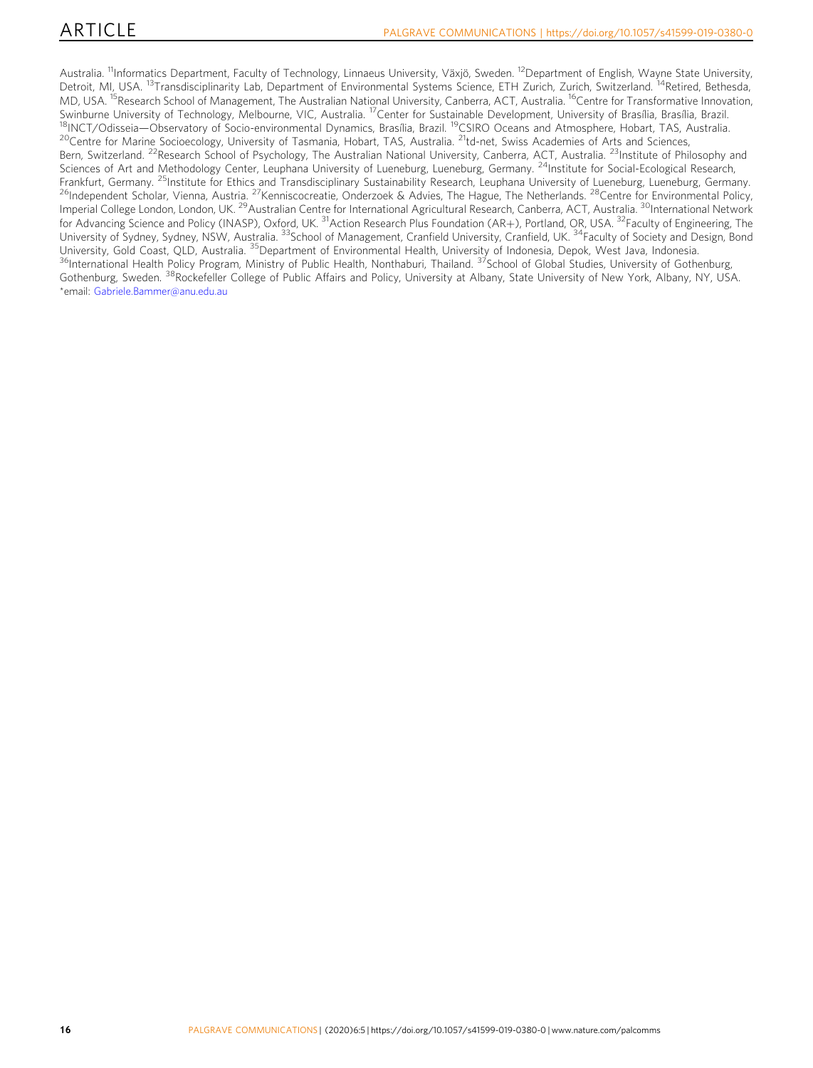Australia. [11]Informatics Department, Faculty of Technology, Linnaeus University, Växjö, Sweden. [12]Department of English, Wayne State University, Detroit, MI, USA. [13]Transdisciplinarity Lab, Department of Environmental Systems Science, ETH Zurich, Zurich, Switzerland. [14]Retired, Bethesda, MD, USA. [15]Research School of Management, The Australian National University, Canberra, ACT, Australia. [16]Centre for Transformative Innovation, Swinburne University of Technology, Melbourne, VIC, Australia. [17]Center for Sustainable Development, University of Brasília, Brasília, Brazil. [18]INCT/Odisseia—Observatory of Socio-environmental Dynamics, Brasília, Brazil. [19]CSIRO Oceans and Atmosphere, Hobart, TAS, Australia. [20]Centre for Marine Socioecology, University of Tasmania, Hobart, TAS, Australia. [21]td-net, Swiss Academies of Arts and Sciences, Bern, Switzerland. [22]Research School of Psychology, The Australian National University, Canberra, ACT, Australia. [23]Institute of Philosophy and Sciences of Art and Methodology Center, Leuphana University of Lueneburg, Lueneburg, Germany. [24]Institute for Social-Ecological Research, Frankfurt, Germany. [25]Institute for Ethics and Transdisciplinary Sustainability Research, Leuphana University of Lueneburg, Lueneburg, Germany. [26]Independent Scholar, Vienna, Austria. [27]Kenniscocreatie, Onderzoek & Advies, The Hague, The Netherlands. [28]Centre for Environmental Policy, Imperial College London, London, UK. [29]Australian Centre for International Agricultural Research, Canberra, ACT, Australia. [30]International Network for Advancing Science and Policy (INASP), Oxford, UK. [31]Action Research Plus Foundation (AR+), Portland, OR, USA. [32]Faculty of Engineering, The University of Sydney, Sydney, NSW, Australia. [33]School of Management, Cranfield University, Cranfield, UK. [34]Faculty of Society and Design, Bond University, Gold Coast, QLD, Australia. [35]Department of Environmental Health, University of Indonesia, Depok, West Java, Indonesia. [36]International Health Policy Program, Ministry of Public Health, Nonthaburi, Thailand. [37]School of Global Studies, University of Gothenburg, Gothenburg, Sweden. [38]Rockefeller College of Public Affairs and Policy, University at Albany, State University of New York, Albany, NY, USA. *email: Gabriele.Bammer@anu.edu.au